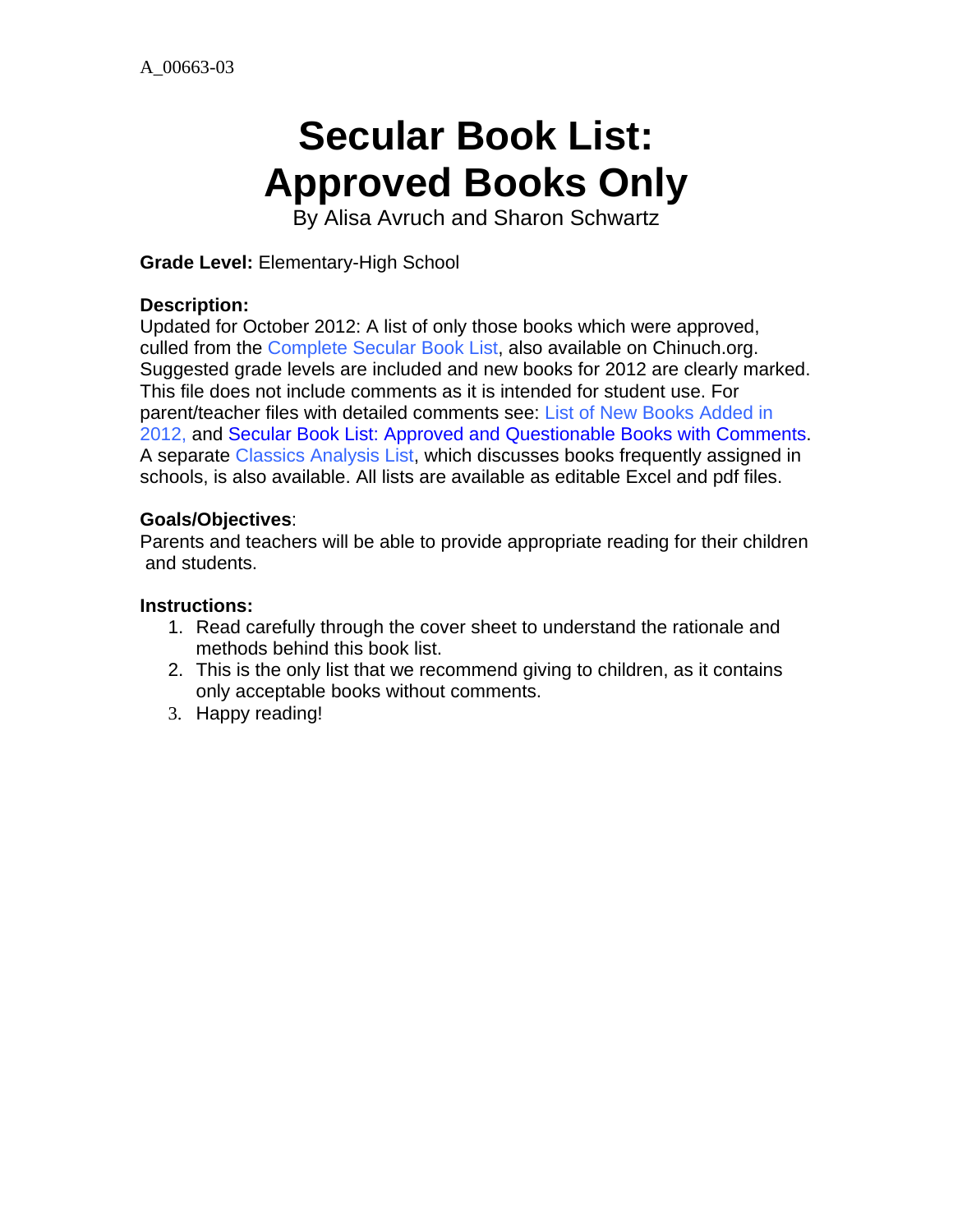A_00663-03

# Secular Book List: Approved Books Only

By Alisa Avruch and Sharon Schwartz

**Grade Level:** Elementary-High School

**Description:**
Updated for October 2012: A list of only those books which were approved, culled from the Complete Secular Book List, also available on Chinuch.org. Suggested grade levels are included and new books for 2012 are clearly marked. This file does not include comments as it is intended for student use. For parent/teacher files with detailed comments see: List of New Books Added in 2012, and Secular Book List: Approved and Questionable Books with Comments. A separate Classics Analysis List, which discusses books frequently assigned in schools, is also available. All lists are available as editable Excel and pdf files.

**Goals/Objectives**:
Parents and teachers will be able to provide appropriate reading for their children and students.

**Instructions:**

1. Read carefully through the cover sheet to understand the rationale and methods behind this book list.
2. This is the only list that we recommend giving to children, as it contains only acceptable books without comments.
3. Happy reading!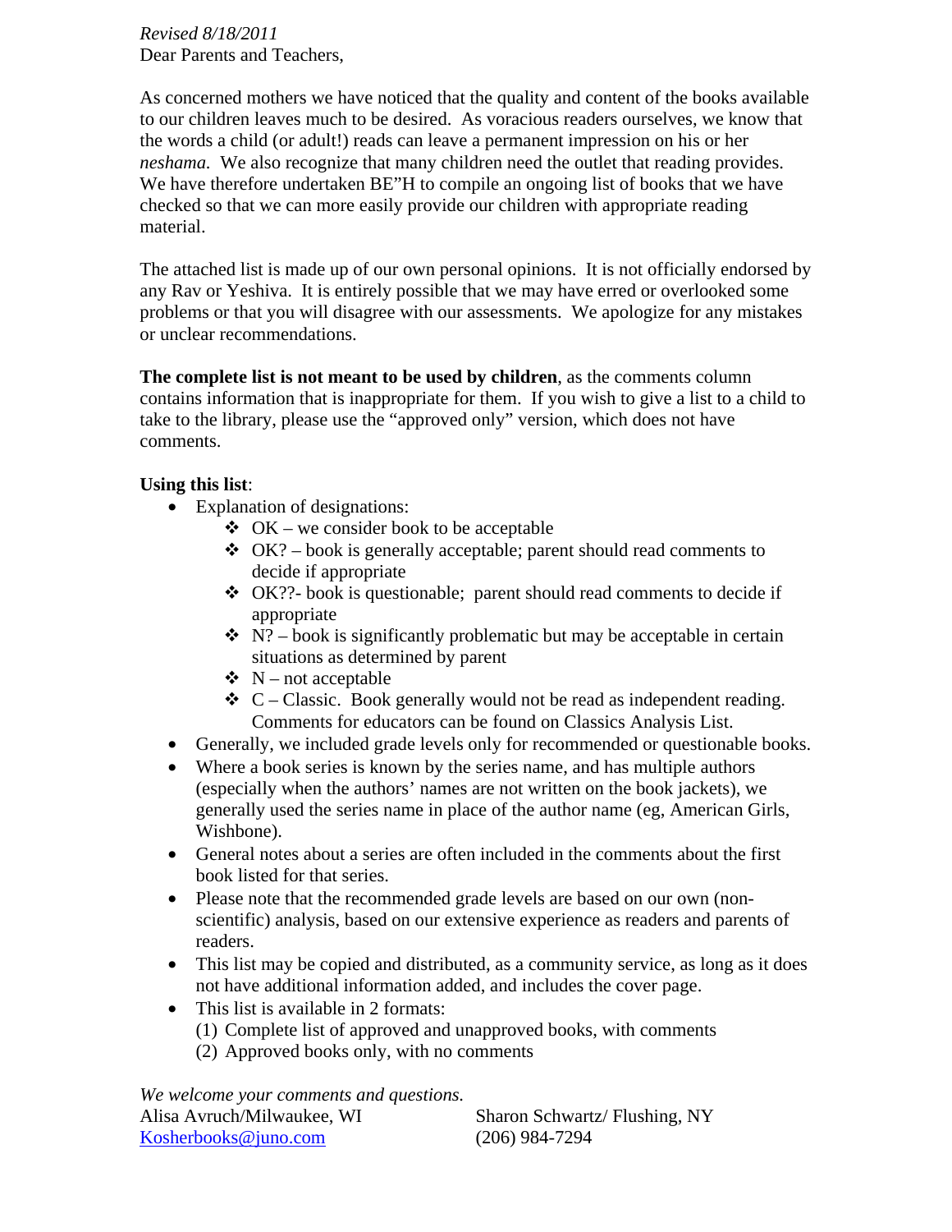*Revised 8/18/2011*
Dear Parents and Teachers,

As concerned mothers we have noticed that the quality and content of the books available to our children leaves much to be desired. As voracious readers ourselves, we know that the words a child (or adult!) reads can leave a permanent impression on his or her *neshama.* We also recognize that many children need the outlet that reading provides. We have therefore undertaken BE"H to compile an ongoing list of books that we have checked so that we can more easily provide our children with appropriate reading material.

The attached list is made up of our own personal opinions. It is not officially endorsed by any Rav or Yeshiva. It is entirely possible that we may have erred or overlooked some problems or that you will disagree with our assessments. We apologize for any mistakes or unclear recommendations.

**The complete list is not meant to be used by children**, as the comments column contains information that is inappropriate for them. If you wish to give a list to a child to take to the library, please use the "approved only" version, which does not have comments.

**Using this list**:

- Explanation of designations:
  - OK – we consider book to be acceptable
  - OK? – book is generally acceptable; parent should read comments to decide if appropriate
  - OK??- book is questionable; parent should read comments to decide if appropriate
  - N? – book is significantly problematic but may be acceptable in certain situations as determined by parent
  - N – not acceptable
  - C – Classic. Book generally would not be read as independent reading. Comments for educators can be found on Classics Analysis List.
- Generally, we included grade levels only for recommended or questionable books.
- Where a book series is known by the series name, and has multiple authors (especially when the authors' names are not written on the book jackets), we generally used the series name in place of the author name (eg, American Girls, Wishbone).
- General notes about a series are often included in the comments about the first book listed for that series.
- Please note that the recommended grade levels are based on our own (non-scientific) analysis, based on our extensive experience as readers and parents of readers.
- This list may be copied and distributed, as a community service, as long as it does not have additional information added, and includes the cover page.
- This list is available in 2 formats:
  (1) Complete list of approved and unapproved books, with comments
  (2) Approved books only, with no comments

*We welcome your comments and questions.*

Alisa Avruch/Milwaukee, WI
Kosherbooks@juno.com

Sharon Schwartz/ Flushing, NY
(206) 984-7294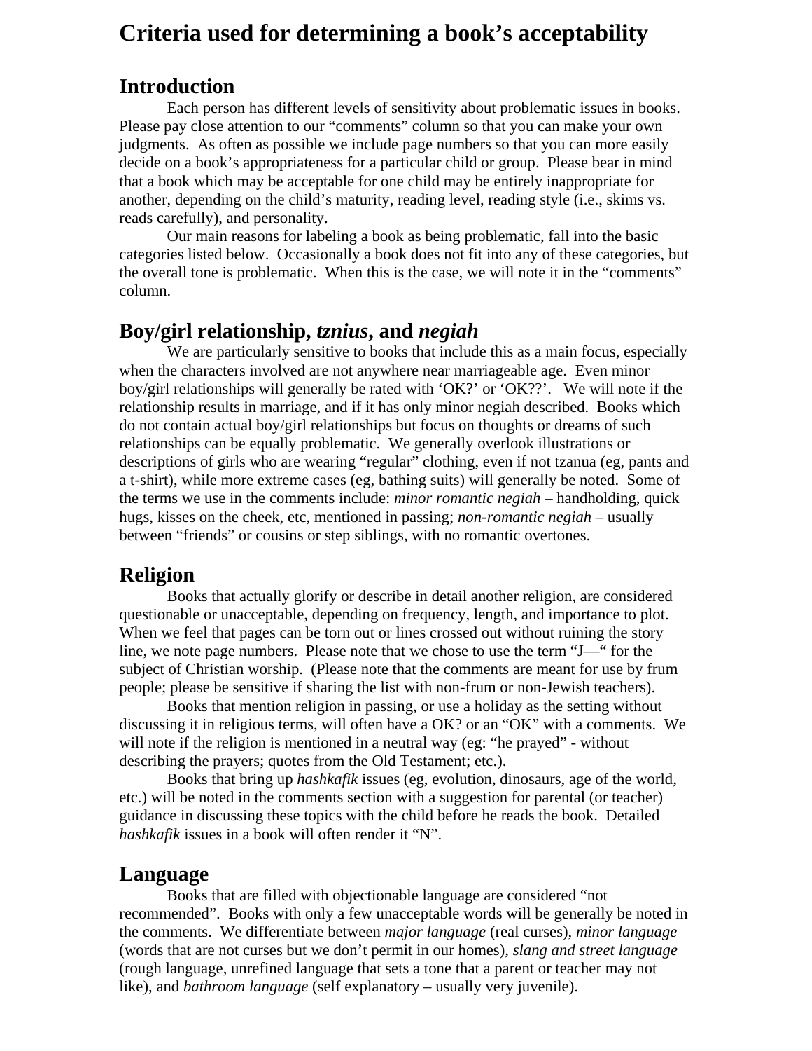# Criteria used for determining a book's acceptability

## Introduction

Each person has different levels of sensitivity about problematic issues in books. Please pay close attention to our "comments" column so that you can make your own judgments. As often as possible we include page numbers so that you can more easily decide on a book's appropriateness for a particular child or group. Please bear in mind that a book which may be acceptable for one child may be entirely inappropriate for another, depending on the child's maturity, reading level, reading style (i.e., skims vs. reads carefully), and personality.

Our main reasons for labeling a book as being problematic, fall into the basic categories listed below. Occasionally a book does not fit into any of these categories, but the overall tone is problematic. When this is the case, we will note it in the "comments" column.

## Boy/girl relationship, *tznius*, and *negiah*

We are particularly sensitive to books that include this as a main focus, especially when the characters involved are not anywhere near marriageable age. Even minor boy/girl relationships will generally be rated with 'OK?' or 'OK??'. We will note if the relationship results in marriage, and if it has only minor negiah described. Books which do not contain actual boy/girl relationships but focus on thoughts or dreams of such relationships can be equally problematic. We generally overlook illustrations or descriptions of girls who are wearing "regular" clothing, even if not tzanua (eg, pants and a t-shirt), while more extreme cases (eg, bathing suits) will generally be noted. Some of the terms we use in the comments include: *minor romantic negiah* – handholding, quick hugs, kisses on the cheek, etc, mentioned in passing; *non-romantic negiah* – usually between "friends" or cousins or step siblings, with no romantic overtones.

## Religion

Books that actually glorify or describe in detail another religion, are considered questionable or unacceptable, depending on frequency, length, and importance to plot. When we feel that pages can be torn out or lines crossed out without ruining the story line, we note page numbers. Please note that we chose to use the term "J—" for the subject of Christian worship. (Please note that the comments are meant for use by frum people; please be sensitive if sharing the list with non-frum or non-Jewish teachers).

Books that mention religion in passing, or use a holiday as the setting without discussing it in religious terms, will often have a OK? or an "OK" with a comments. We will note if the religion is mentioned in a neutral way (eg: "he prayed" - without describing the prayers; quotes from the Old Testament; etc.).

Books that bring up *hashkafik* issues (eg, evolution, dinosaurs, age of the world, etc.) will be noted in the comments section with a suggestion for parental (or teacher) guidance in discussing these topics with the child before he reads the book. Detailed *hashkafik* issues in a book will often render it "N".

## Language

Books that are filled with objectionable language are considered "not recommended". Books with only a few unacceptable words will be generally be noted in the comments. We differentiate between *major language* (real curses), *minor language* (words that are not curses but we don't permit in our homes), *slang and street language* (rough language, unrefined language that sets a tone that a parent or teacher may not like), and *bathroom language* (self explanatory – usually very juvenile).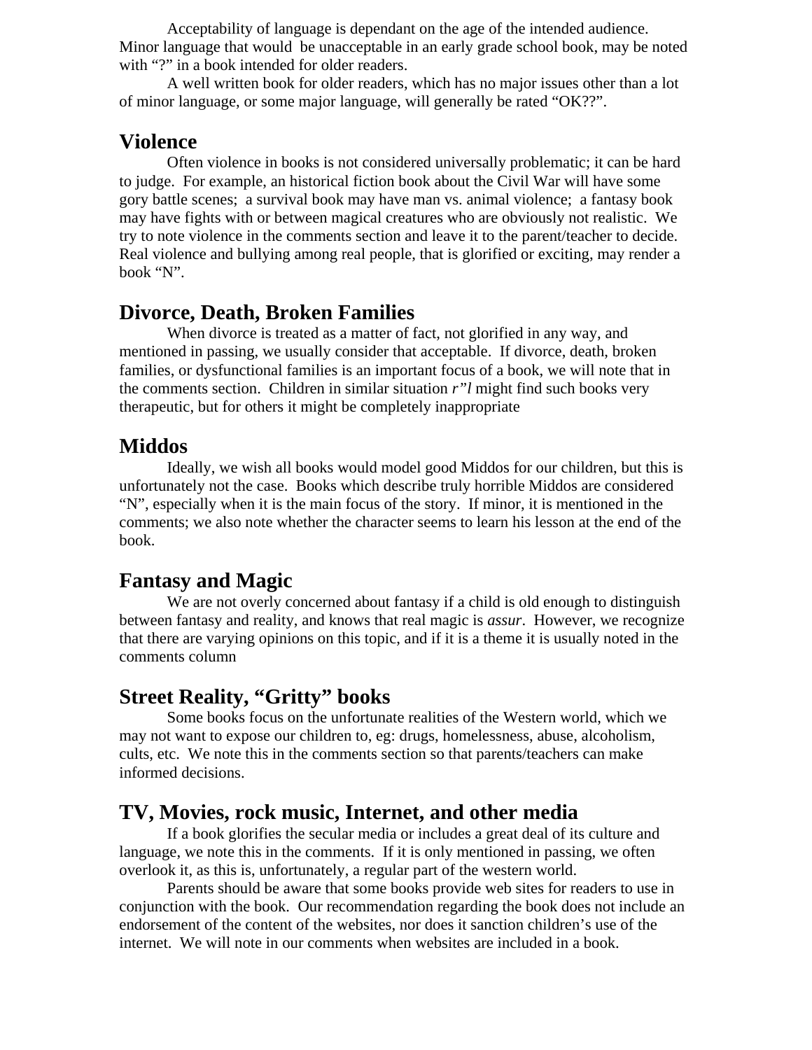Acceptability of language is dependant on the age of the intended audience. Minor language that would be unacceptable in an early grade school book, may be noted with "?" in a book intended for older readers.

A well written book for older readers, which has no major issues other than a lot of minor language, or some major language, will generally be rated "OK??".

## Violence

Often violence in books is not considered universally problematic; it can be hard to judge. For example, an historical fiction book about the Civil War will have some gory battle scenes; a survival book may have man vs. animal violence; a fantasy book may have fights with or between magical creatures who are obviously not realistic. We try to note violence in the comments section and leave it to the parent/teacher to decide. Real violence and bullying among real people, that is glorified or exciting, may render a book "N".

## Divorce, Death, Broken Families

When divorce is treated as a matter of fact, not glorified in any way, and mentioned in passing, we usually consider that acceptable. If divorce, death, broken families, or dysfunctional families is an important focus of a book, we will note that in the comments section. Children in similar situation *r"l* might find such books very therapeutic, but for others it might be completely inappropriate

## Middos

Ideally, we wish all books would model good Middos for our children, but this is unfortunately not the case. Books which describe truly horrible Middos are considered "N", especially when it is the main focus of the story. If minor, it is mentioned in the comments; we also note whether the character seems to learn his lesson at the end of the book.

## Fantasy and Magic

We are not overly concerned about fantasy if a child is old enough to distinguish between fantasy and reality, and knows that real magic is *assur*. However, we recognize that there are varying opinions on this topic, and if it is a theme it is usually noted in the comments column

## Street Reality, "Gritty" books

Some books focus on the unfortunate realities of the Western world, which we may not want to expose our children to, eg: drugs, homelessness, abuse, alcoholism, cults, etc. We note this in the comments section so that parents/teachers can make informed decisions.

## TV, Movies, rock music, Internet, and other media

If a book glorifies the secular media or includes a great deal of its culture and language, we note this in the comments. If it is only mentioned in passing, we often overlook it, as this is, unfortunately, a regular part of the western world.

Parents should be aware that some books provide web sites for readers to use in conjunction with the book. Our recommendation regarding the book does not include an endorsement of the content of the websites, nor does it sanction children's use of the internet. We will note in our comments when websites are included in a book.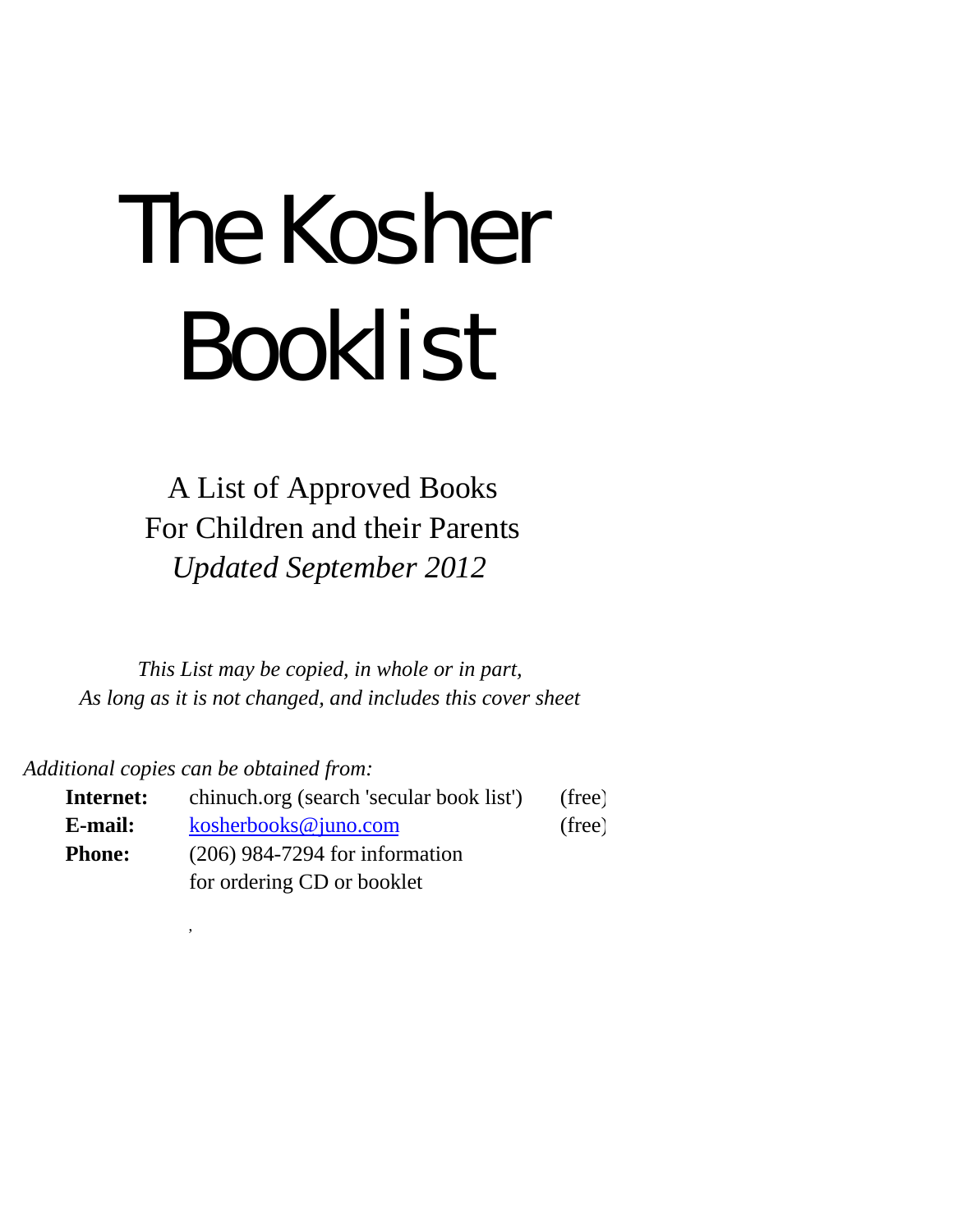# The Kosher Booklist

A List of Approved Books
For Children and their Parents
*Updated September 2012*

*This List may be copied, in whole or in part,*
*As long as it is not changed, and includes this cover sheet*

*Additional copies can be obtained from:*

| | | |
|---|---|---|
| **Internet:** | chinuch.org (search 'secular book list') | (free) |
| **E-mail:** | kosherbooks@juno.com | (free) |
| **Phone:** | (206) 984-7294 for information for ordering CD or booklet | |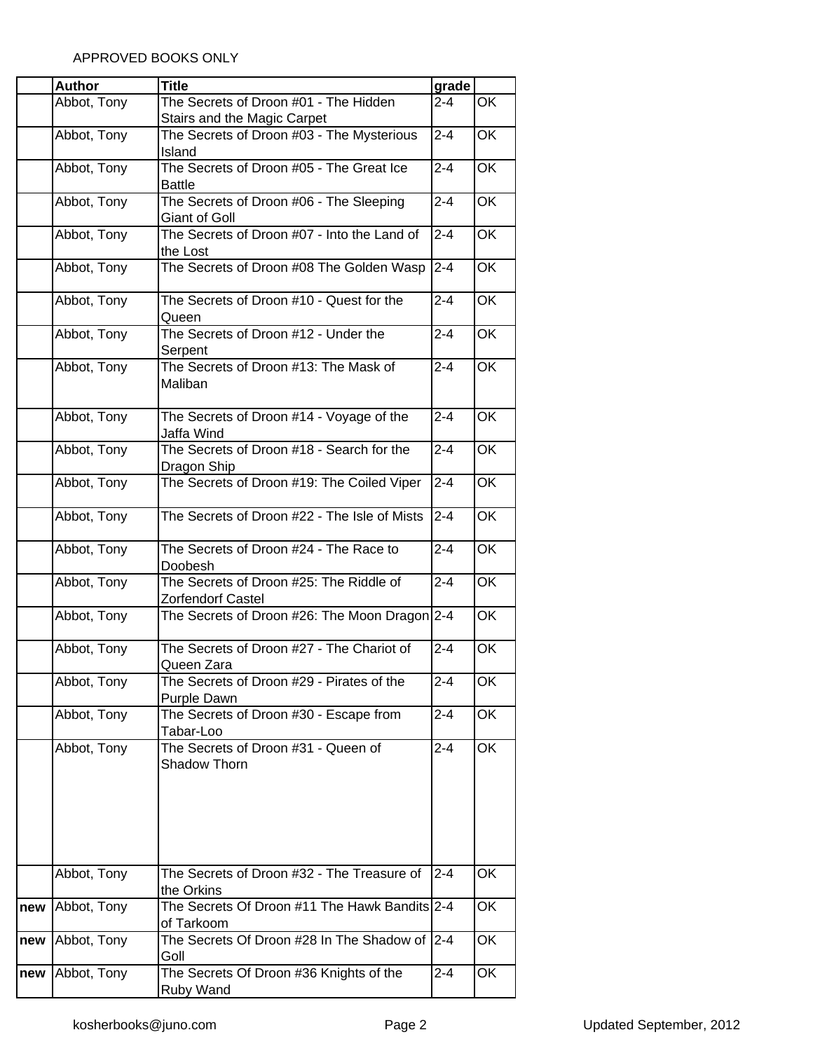APPROVED BOOKS ONLY

| | Author | Title | grade | |
|---|---|---|---|---|
| | Abbot, Tony | The Secrets of Droon #01 - The Hidden Stairs and the Magic Carpet | 2-4 | OK |
| | Abbot, Tony | The Secrets of Droon #03 - The Mysterious Island | 2-4 | OK |
| | Abbot, Tony | The Secrets of Droon #05 - The Great Ice Battle | 2-4 | OK |
| | Abbot, Tony | The Secrets of Droon #06 - The Sleeping Giant of Goll | 2-4 | OK |
| | Abbot, Tony | The Secrets of Droon #07 - Into the Land of the Lost | 2-4 | OK |
| | Abbot, Tony | The Secrets of Droon #08 The Golden Wasp | 2-4 | OK |
| | Abbot, Tony | The Secrets of Droon #10 - Quest for the Queen | 2-4 | OK |
| | Abbot, Tony | The Secrets of Droon #12 - Under the Serpent | 2-4 | OK |
| | Abbot, Tony | The Secrets of Droon #13: The Mask of Maliban | 2-4 | OK |
| | Abbot, Tony | The Secrets of Droon #14 - Voyage of the Jaffa Wind | 2-4 | OK |
| | Abbot, Tony | The Secrets of Droon #18 - Search for the Dragon Ship | 2-4 | OK |
| | Abbot, Tony | The Secrets of Droon #19: The Coiled Viper | 2-4 | OK |
| | Abbot, Tony | The Secrets of Droon #22 - The Isle of Mists | 2-4 | OK |
| | Abbot, Tony | The Secrets of Droon #24 - The Race to Doobesh | 2-4 | OK |
| | Abbot, Tony | The Secrets of Droon #25: The Riddle of Zorfendorf Castel | 2-4 | OK |
| | Abbot, Tony | The Secrets of Droon #26: The Moon Dragon | 2-4 | OK |
| | Abbot, Tony | The Secrets of Droon #27 - The Chariot of Queen Zara | 2-4 | OK |
| | Abbot, Tony | The Secrets of Droon #29 - Pirates of the Purple Dawn | 2-4 | OK |
| | Abbot, Tony | The Secrets of Droon #30 - Escape from Tabar-Loo | 2-4 | OK |
| | Abbot, Tony | The Secrets of Droon #31 - Queen of Shadow Thorn | 2-4 | OK |
| | Abbot, Tony | The Secrets of Droon #32 - The Treasure of the Orkins | 2-4 | OK |
| **new** | Abbot, Tony | The Secrets Of Droon #11 The Hawk Bandits of Tarkoom | 2-4 | OK |
| **new** | Abbot, Tony | The Secrets Of Droon #28 In The Shadow of Goll | 2-4 | OK |
| **new** | Abbot, Tony | The Secrets Of Droon #36 Knights of the Ruby Wand | 2-4 | OK |

kosherbooks@juno.com Updated September, 2012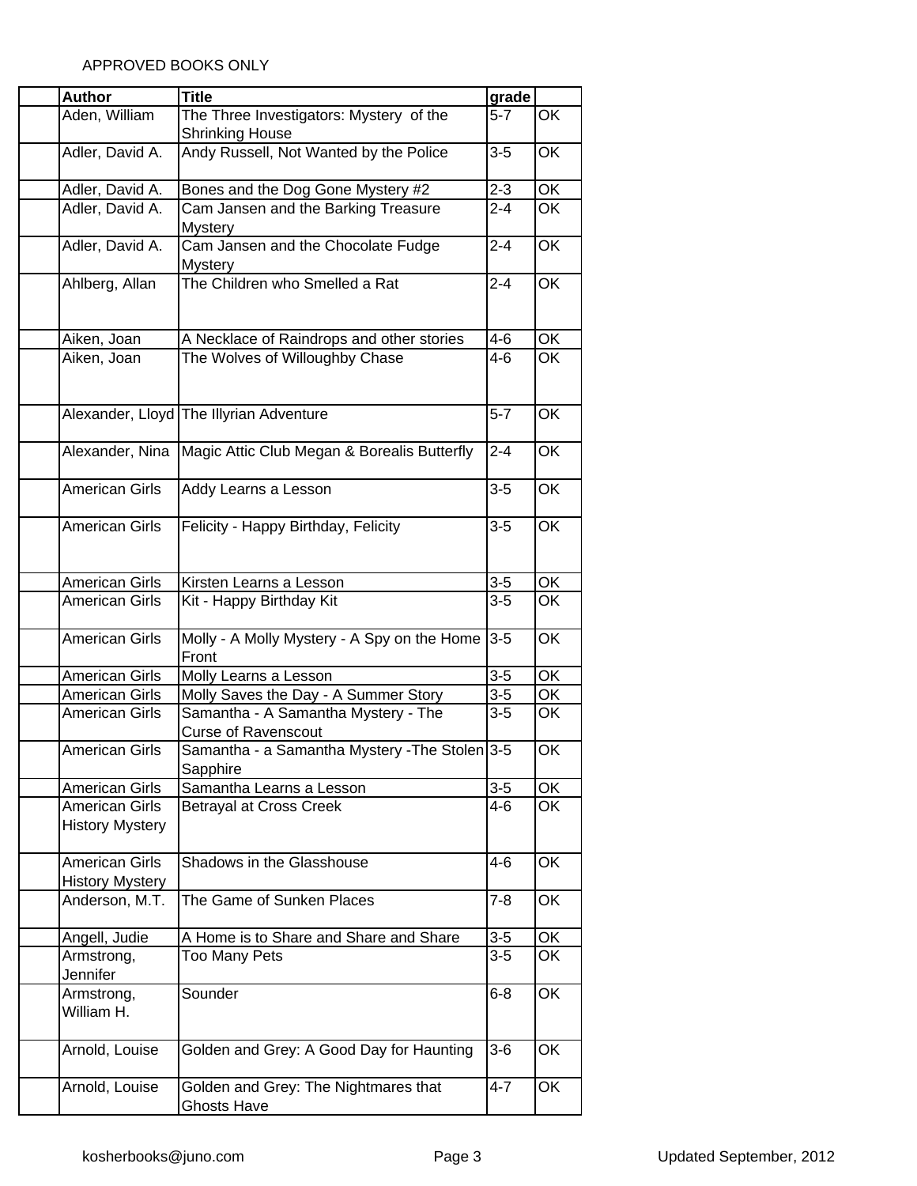APPROVED BOOKS ONLY

| | Author | Title | grade | |
|---|---|---|---|---|
| | Aden, William | The Three Investigators: Mystery of the Shrinking House | 5-7 | OK |
| | Adler, David A. | Andy Russell, Not Wanted by the Police | 3-5 | OK |
| | Adler, David A. | Bones and the Dog Gone Mystery #2 | 2-3 | OK |
| | Adler, David A. | Cam Jansen and the Barking Treasure Mystery | 2-4 | OK |
| | Adler, David A. | Cam Jansen and the Chocolate Fudge Mystery | 2-4 | OK |
| | Ahlberg, Allan | The Children who Smelled a Rat | 2-4 | OK |
| | Aiken, Joan | A Necklace of Raindrops and other stories | 4-6 | OK |
| | Aiken, Joan | The Wolves of Willoughby Chase | 4-6 | OK |
| | Alexander, Lloyd | The Illyrian Adventure | 5-7 | OK |
| | Alexander, Nina | Magic Attic Club Megan & Borealis Butterfly | 2-4 | OK |
| | American Girls | Addy Learns a Lesson | 3-5 | OK |
| | American Girls | Felicity - Happy Birthday, Felicity | 3-5 | OK |
| | American Girls | Kirsten Learns a Lesson | 3-5 | OK |
| | American Girls | Kit - Happy Birthday Kit | 3-5 | OK |
| | American Girls | Molly - A Molly Mystery - A Spy on the Home Front | 3-5 | OK |
| | American Girls | Molly Learns a Lesson | 3-5 | OK |
| | American Girls | Molly Saves the Day - A Summer Story | 3-5 | OK |
| | American Girls | Samantha - A Samantha Mystery - The Curse of Ravenscout | 3-5 | OK |
| | American Girls | Samantha - a Samantha Mystery -The Stolen Sapphire | 3-5 | OK |
| | American Girls | Samantha Learns a Lesson | 3-5 | OK |
| | American Girls History Mystery | Betrayal at Cross Creek | 4-6 | OK |
| | American Girls History Mystery | Shadows in the Glasshouse | 4-6 | OK |
| | Anderson, M.T. | The Game of Sunken Places | 7-8 | OK |
| | Angell, Judie | A Home is to Share and Share and Share | 3-5 | OK |
| | Armstrong, Jennifer | Too Many Pets | 3-5 | OK |
| | Armstrong, William H. | Sounder | 6-8 | OK |
| | Arnold, Louise | Golden and Grey: A Good Day for Haunting | 3-6 | OK |
| | Arnold, Louise | Golden and Grey: The Nightmares that Ghosts Have | 4-7 | OK |

kosherbooks@juno.com

Updated September, 2012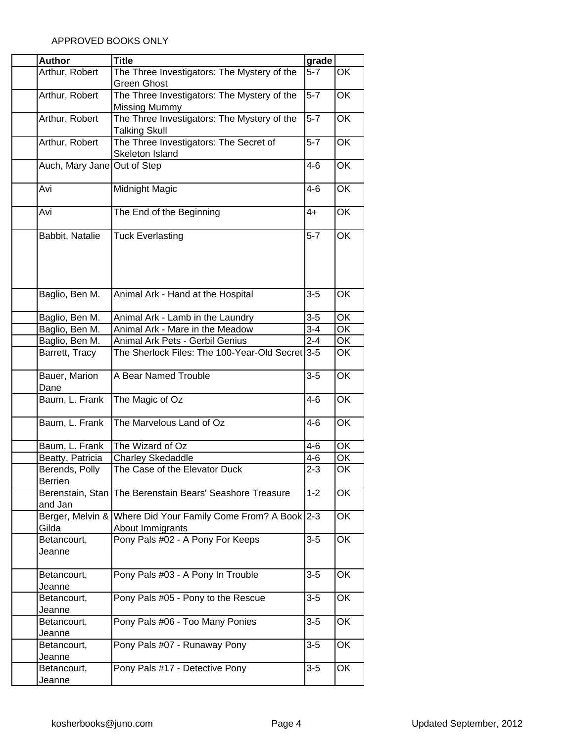APPROVED BOOKS ONLY

| | Author | Title | grade | |
|---|---|---|---|---|
| | Arthur, Robert | The Three Investigators: The Mystery of the Green Ghost | 5-7 | OK |
| | Arthur, Robert | The Three Investigators: The Mystery of the Missing Mummy | 5-7 | OK |
| | Arthur, Robert | The Three Investigators: The Mystery of the Talking Skull | 5-7 | OK |
| | Arthur, Robert | The Three Investigators: The Secret of Skeleton Island | 5-7 | OK |
| | Auch, Mary Jane | Out of Step | 4-6 | OK |
| | Avi | Midnight Magic | 4-6 | OK |
| | Avi | The End of the Beginning | 4+ | OK |
| | Babbit, Natalie | Tuck Everlasting | 5-7 | OK |
| | Baglio, Ben M. | Animal Ark - Hand at the Hospital | 3-5 | OK |
| | Baglio, Ben M. | Animal Ark - Lamb in the Laundry | 3-5 | OK |
| | Baglio, Ben M. | Animal Ark - Mare in the Meadow | 3-4 | OK |
| | Baglio, Ben M. | Animal Ark Pets - Gerbil Genius | 2-4 | OK |
| | Barrett, Tracy | The Sherlock Files: The 100-Year-Old Secret | 3-5 | OK |
| | Bauer, Marion Dane | A Bear Named Trouble | 3-5 | OK |
| | Baum, L. Frank | The Magic of Oz | 4-6 | OK |
| | Baum, L. Frank | The Marvelous Land of Oz | 4-6 | OK |
| | Baum, L. Frank | The Wizard of Oz | 4-6 | OK |
| | Beatty, Patricia | Charley Skedaddle | 4-6 | OK |
| | Berends, Polly Berrien | The Case of the Elevator Duck | 2-3 | OK |
| | Berenstain, Stan and Jan | The Berenstain Bears' Seashore Treasure | 1-2 | OK |
| | Berger, Melvin & Gilda | Where Did Your Family Come From? A Book About Immigrants | 2-3 | OK |
| | Betancourt, Jeanne | Pony Pals #02 - A Pony For Keeps | 3-5 | OK |
| | Betancourt, Jeanne | Pony Pals #03 - A Pony In Trouble | 3-5 | OK |
| | Betancourt, Jeanne | Pony Pals #05 - Pony to the Rescue | 3-5 | OK |
| | Betancourt, Jeanne | Pony Pals #06 - Too Many Ponies | 3-5 | OK |
| | Betancourt, Jeanne | Pony Pals #07 - Runaway Pony | 3-5 | OK |
| | Betancourt, Jeanne | Pony Pals #17 - Detective Pony | 3-5 | OK |

kosherbooks@juno.com | Updated September, 2012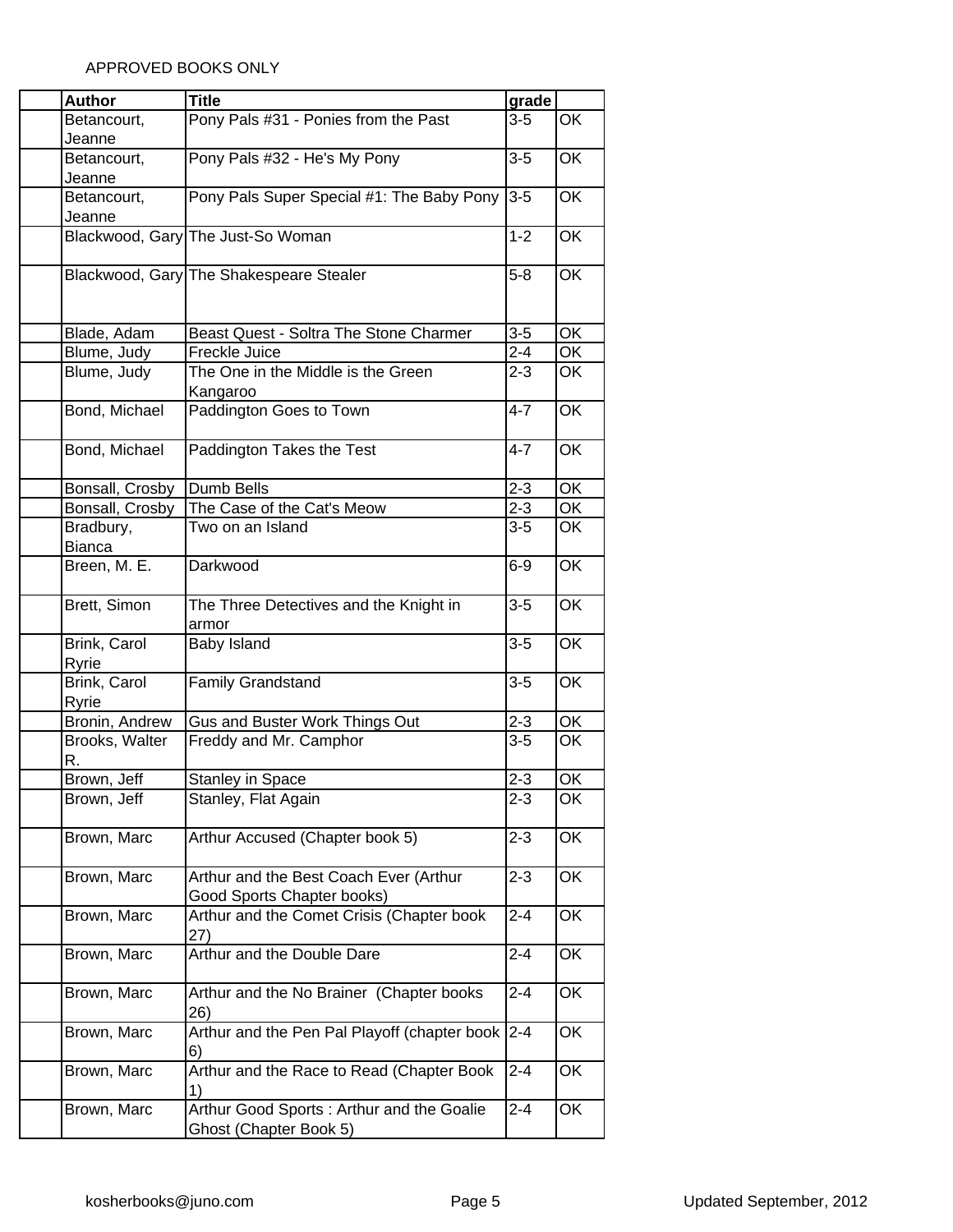APPROVED BOOKS ONLY

| | Author | Title | grade | |
|---|---|---|---|---|
| | Betancourt, Jeanne | Pony Pals #31 - Ponies from the Past | 3-5 | OK |
| | Betancourt, Jeanne | Pony Pals #32 - He's My Pony | 3-5 | OK |
| | Betancourt, Jeanne | Pony Pals Super Special #1: The Baby Pony | 3-5 | OK |
| | Blackwood, Gary | The Just-So Woman | 1-2 | OK |
| | Blackwood, Gary | The Shakespeare Stealer | 5-8 | OK |
| | Blade, Adam | Beast Quest - Soltra The Stone Charmer | 3-5 | OK |
| | Blume, Judy | Freckle Juice | 2-4 | OK |
| | Blume, Judy | The One in the Middle is the Green Kangaroo | 2-3 | OK |
| | Bond, Michael | Paddington Goes to Town | 4-7 | OK |
| | Bond, Michael | Paddington Takes the Test | 4-7 | OK |
| | Bonsall, Crosby | Dumb Bells | 2-3 | OK |
| | Bonsall, Crosby | The Case of the Cat's Meow | 2-3 | OK |
| | Bradbury, Bianca | Two on an Island | 3-5 | OK |
| | Breen, M. E. | Darkwood | 6-9 | OK |
| | Brett, Simon | The Three Detectives and the Knight in armor | 3-5 | OK |
| | Brink, Carol Ryrie | Baby Island | 3-5 | OK |
| | Brink, Carol Ryrie | Family Grandstand | 3-5 | OK |
| | Bronin, Andrew | Gus and Buster Work Things Out | 2-3 | OK |
| | Brooks, Walter R. | Freddy and Mr. Camphor | 3-5 | OK |
| | Brown, Jeff | Stanley in Space | 2-3 | OK |
| | Brown, Jeff | Stanley, Flat Again | 2-3 | OK |
| | Brown, Marc | Arthur Accused (Chapter book 5) | 2-3 | OK |
| | Brown, Marc | Arthur and the Best Coach Ever (Arthur Good Sports Chapter books) | 2-3 | OK |
| | Brown, Marc | Arthur and the Comet Crisis (Chapter book 27) | 2-4 | OK |
| | Brown, Marc | Arthur and the Double Dare | 2-4 | OK |
| | Brown, Marc | Arthur and the No Brainer (Chapter books 26) | 2-4 | OK |
| | Brown, Marc | Arthur and the Pen Pal Playoff (chapter book 6) | 2-4 | OK |
| | Brown, Marc | Arthur and the Race to Read (Chapter Book 1) | 2-4 | OK |
| | Brown, Marc | Arthur Good Sports : Arthur and the Goalie Ghost (Chapter Book 5) | 2-4 | OK |

kosherbooks@juno.com Updated September, 2012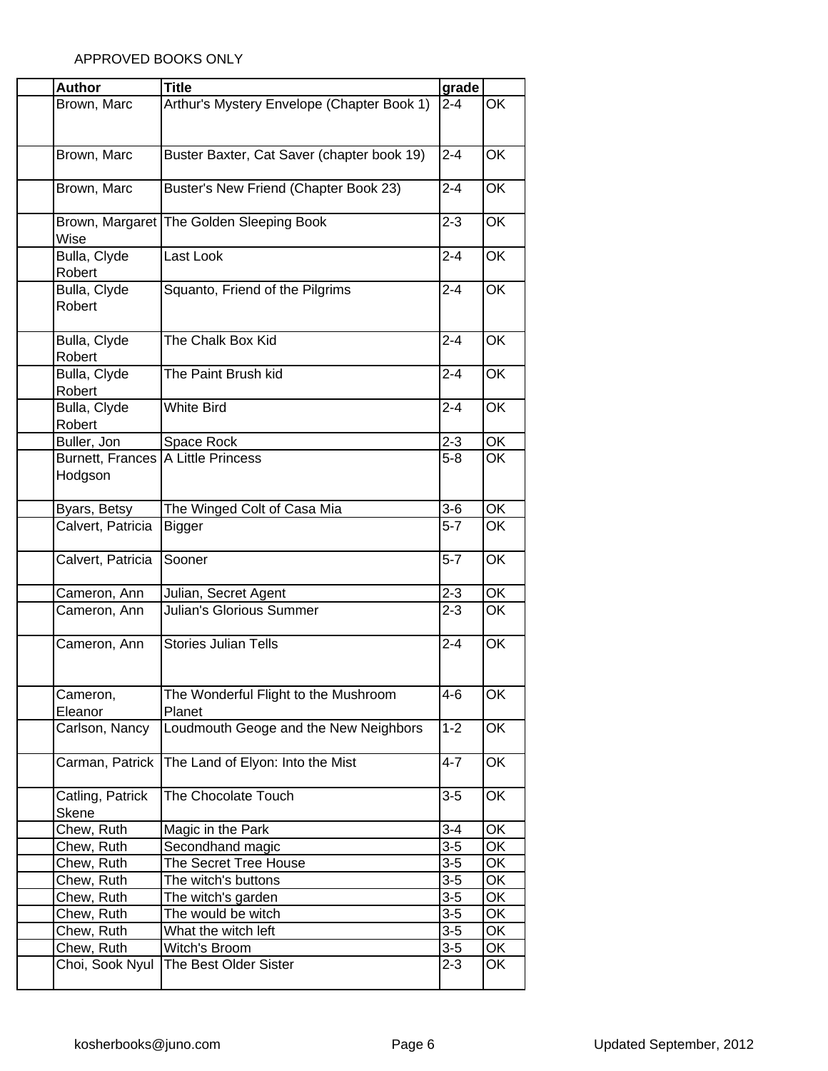APPROVED BOOKS ONLY

| | Author | Title | grade | |
|---|---|---|---|---|
| | Brown, Marc | Arthur's Mystery Envelope (Chapter Book 1) | 2-4 | OK |
| | Brown, Marc | Buster Baxter, Cat Saver (chapter book 19) | 2-4 | OK |
| | Brown, Marc | Buster's New Friend (Chapter Book 23) | 2-4 | OK |
| | Brown, Margaret Wise | The Golden Sleeping Book | 2-3 | OK |
| | Bulla, Clyde Robert | Last Look | 2-4 | OK |
| | Bulla, Clyde Robert | Squanto, Friend of the Pilgrims | 2-4 | OK |
| | Bulla, Clyde Robert | The Chalk Box Kid | 2-4 | OK |
| | Bulla, Clyde Robert | The Paint Brush kid | 2-4 | OK |
| | Bulla, Clyde Robert | White Bird | 2-4 | OK |
| | Buller, Jon | Space Rock | 2-3 | OK |
| | Burnett, Frances Hodgson | A Little Princess | 5-8 | OK |
| | Byars, Betsy | The Winged Colt of Casa Mia | 3-6 | OK |
| | Calvert, Patricia | Bigger | 5-7 | OK |
| | Calvert, Patricia | Sooner | 5-7 | OK |
| | Cameron, Ann | Julian, Secret Agent | 2-3 | OK |
| | Cameron, Ann | Julian's Glorious Summer | 2-3 | OK |
| | Cameron, Ann | Stories Julian Tells | 2-4 | OK |
| | Cameron, Eleanor | The Wonderful Flight to the Mushroom Planet | 4-6 | OK |
| | Carlson, Nancy | Loudmouth Geoge and the New Neighbors | 1-2 | OK |
| | Carman, Patrick | The Land of Elyon: Into the Mist | 4-7 | OK |
| | Catling, Patrick Skene | The Chocolate Touch | 3-5 | OK |
| | Chew, Ruth | Magic in the Park | 3-4 | OK |
| | Chew, Ruth | Secondhand magic | 3-5 | OK |
| | Chew, Ruth | The Secret Tree House | 3-5 | OK |
| | Chew, Ruth | The witch's buttons | 3-5 | OK |
| | Chew, Ruth | The witch's garden | 3-5 | OK |
| | Chew, Ruth | The would be witch | 3-5 | OK |
| | Chew, Ruth | What the witch left | 3-5 | OK |
| | Chew, Ruth | Witch's Broom | 3-5 | OK |
| | Choi, Sook Nyul | The Best Older Sister | 2-3 | OK |

kosherbooks@juno.com

Updated September, 2012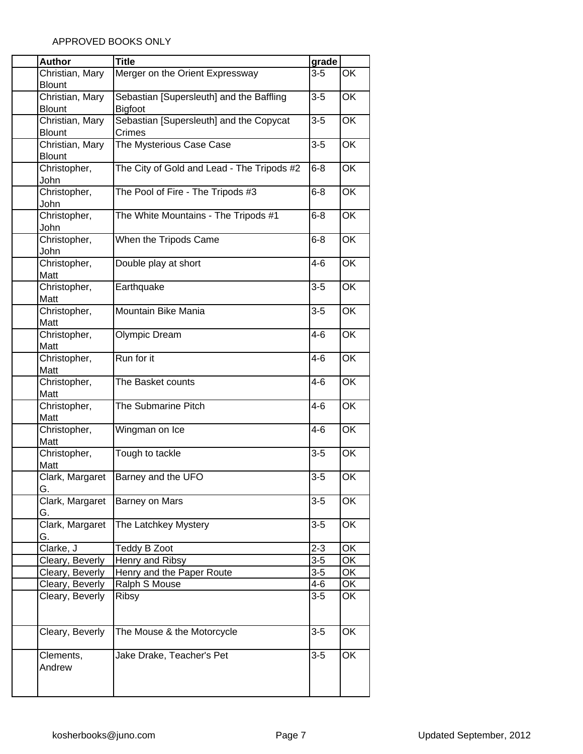APPROVED BOOKS ONLY

| | Author | Title | grade | |
|---|---|---|---|---|
| | Christian, Mary Blount | Merger on the Orient Expressway | 3-5 | OK |
| | Christian, Mary Blount | Sebastian [Supersleuth] and the Baffling Bigfoot | 3-5 | OK |
| | Christian, Mary Blount | Sebastian [Supersleuth] and the Copycat Crimes | 3-5 | OK |
| | Christian, Mary Blount | The Mysterious Case Case | 3-5 | OK |
| | Christopher, John | The City of Gold and Lead - The Tripods #2 | 6-8 | OK |
| | Christopher, John | The Pool of Fire - The Tripods #3 | 6-8 | OK |
| | Christopher, John | The White Mountains - The Tripods #1 | 6-8 | OK |
| | Christopher, John | When the Tripods Came | 6-8 | OK |
| | Christopher, Matt | Double play at short | 4-6 | OK |
| | Christopher, Matt | Earthquake | 3-5 | OK |
| | Christopher, Matt | Mountain Bike Mania | 3-5 | OK |
| | Christopher, Matt | Olympic Dream | 4-6 | OK |
| | Christopher, Matt | Run for it | 4-6 | OK |
| | Christopher, Matt | The Basket counts | 4-6 | OK |
| | Christopher, Matt | The Submarine Pitch | 4-6 | OK |
| | Christopher, Matt | Wingman on Ice | 4-6 | OK |
| | Christopher, Matt | Tough to tackle | 3-5 | OK |
| | Clark, Margaret G. | Barney and the UFO | 3-5 | OK |
| | Clark, Margaret G. | Barney on Mars | 3-5 | OK |
| | Clark, Margaret G. | The Latchkey Mystery | 3-5 | OK |
| | Clarke, J | Teddy B Zoot | 2-3 | OK |
| | Cleary, Beverly | Henry and Ribsy | 3-5 | OK |
| | Cleary, Beverly | Henry and the Paper Route | 3-5 | OK |
| | Cleary, Beverly | Ralph S Mouse | 4-6 | OK |
| | Cleary, Beverly | Ribsy | 3-5 | OK |
| | Cleary, Beverly | The Mouse & the Motorcycle | 3-5 | OK |
| | Clements, Andrew | Jake Drake, Teacher's Pet | 3-5 | OK |

kosherbooks@juno.com

Updated September, 2012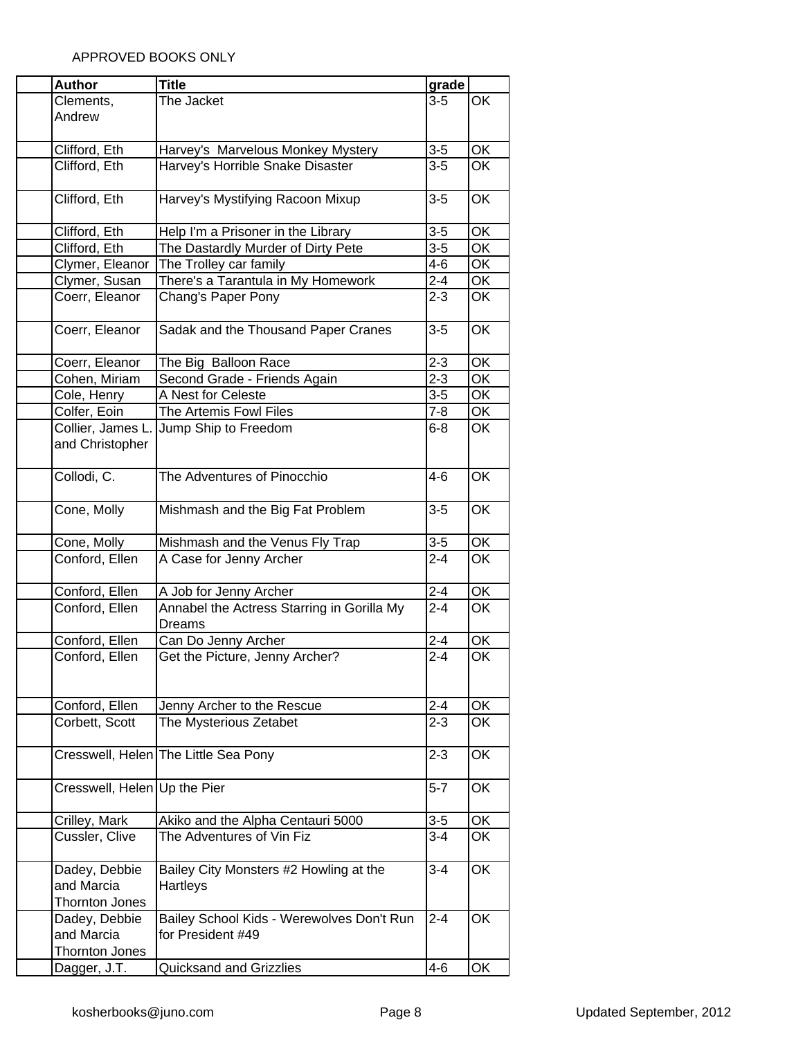APPROVED BOOKS ONLY

| | Author | Title | grade | |
|---|---|---|---|---|
| | Clements, Andrew | The Jacket | 3-5 | OK |
| | Clifford, Eth | Harvey's Marvelous Monkey Mystery | 3-5 | OK |
| | Clifford, Eth | Harvey's Horrible Snake Disaster | 3-5 | OK |
| | Clifford, Eth | Harvey's Mystifying Racoon Mixup | 3-5 | OK |
| | Clifford, Eth | Help I'm a Prisoner in the Library | 3-5 | OK |
| | Clifford, Eth | The Dastardly Murder of Dirty Pete | 3-5 | OK |
| | Clymer, Eleanor | The Trolley car family | 4-6 | OK |
| | Clymer, Susan | There's a Tarantula in My Homework | 2-4 | OK |
| | Coerr, Eleanor | Chang's Paper Pony | 2-3 | OK |
| | Coerr, Eleanor | Sadak and the Thousand Paper Cranes | 3-5 | OK |
| | Coerr, Eleanor | The Big Balloon Race | 2-3 | OK |
| | Cohen, Miriam | Second Grade - Friends Again | 2-3 | OK |
| | Cole, Henry | A Nest for Celeste | 3-5 | OK |
| | Colfer, Eoin | The Artemis Fowl Files | 7-8 | OK |
| | Collier, James L. and Christopher | Jump Ship to Freedom | 6-8 | OK |
| | Collodi, C. | The Adventures of Pinocchio | 4-6 | OK |
| | Cone, Molly | Mishmash and the Big Fat Problem | 3-5 | OK |
| | Cone, Molly | Mishmash and the Venus Fly Trap | 3-5 | OK |
| | Conford, Ellen | A Case for Jenny Archer | 2-4 | OK |
| | Conford, Ellen | A Job for Jenny Archer | 2-4 | OK |
| | Conford, Ellen | Annabel the Actress Starring in Gorilla My Dreams | 2-4 | OK |
| | Conford, Ellen | Can Do Jenny Archer | 2-4 | OK |
| | Conford, Ellen | Get the Picture, Jenny Archer? | 2-4 | OK |
| | Conford, Ellen | Jenny Archer to the Rescue | 2-4 | OK |
| | Corbett, Scott | The Mysterious Zetabet | 2-3 | OK |
| | Cresswell, Helen | The Little Sea Pony | 2-3 | OK |
| | Cresswell, Helen | Up the Pier | 5-7 | OK |
| | Crilley, Mark | Akiko and the Alpha Centauri 5000 | 3-5 | OK |
| | Cussler, Clive | The Adventures of Vin Fiz | 3-4 | OK |
| | Dadey, Debbie and Marcia Thornton Jones | Bailey City Monsters #2 Howling at the Hartleys | 3-4 | OK |
| | Dadey, Debbie and Marcia Thornton Jones | Bailey School Kids - Werewolves Don't Run for President #49 | 2-4 | OK |
| | Dagger, J.T. | Quicksand and Grizzlies | 4-6 | OK |

kosherbooks@juno.com

Updated September, 2012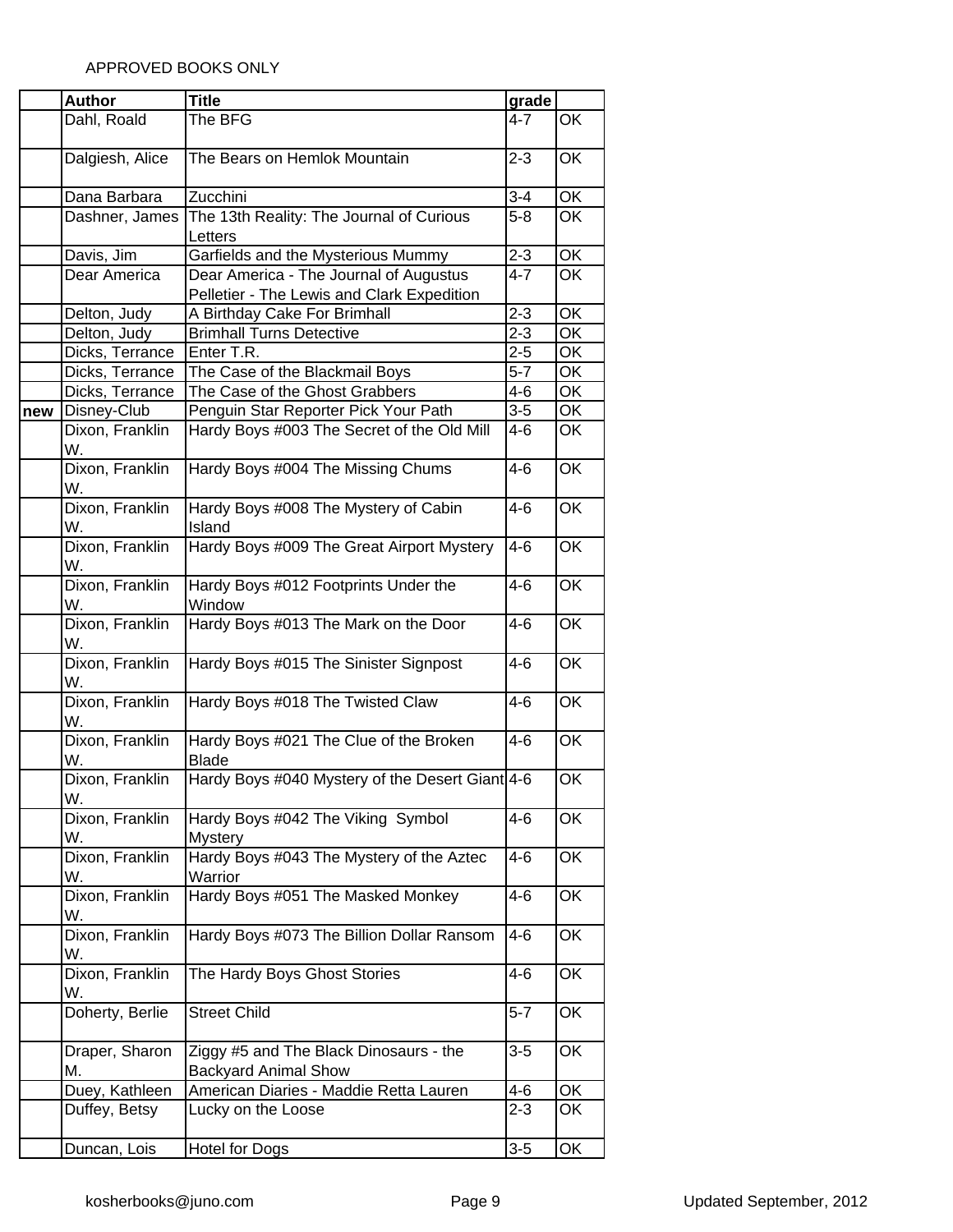APPROVED BOOKS ONLY

| | Author | Title | grade | |
|---|---|---|---|---|
| | Dahl, Roald | The BFG | 4-7 | OK |
| | Dalgiesh, Alice | The Bears on Hemlok Mountain | 2-3 | OK |
| | Dana Barbara | Zucchini | 3-4 | OK |
| | Dashner, James | The 13th Reality: The Journal of Curious Letters | 5-8 | OK |
| | Davis, Jim | Garfields and the Mysterious Mummy | 2-3 | OK |
| | Dear America | Dear America - The Journal of Augustus Pelletier - The Lewis and Clark Expedition | 4-7 | OK |
| | Delton, Judy | A Birthday Cake For Brimhall | 2-3 | OK |
| | Delton, Judy | Brimhall Turns Detective | 2-3 | OK |
| | Dicks, Terrance | Enter T.R. | 2-5 | OK |
| | Dicks, Terrance | The Case of the Blackmail Boys | 5-7 | OK |
| | Dicks, Terrance | The Case of the Ghost Grabbers | 4-6 | OK |
| new | Disney-Club | Penguin Star Reporter Pick Your Path | 3-5 | OK |
| | Dixon, Franklin W. | Hardy Boys #003 The Secret of the Old Mill | 4-6 | OK |
| | Dixon, Franklin W. | Hardy Boys #004 The Missing Chums | 4-6 | OK |
| | Dixon, Franklin W. | Hardy Boys #008 The Mystery of Cabin Island | 4-6 | OK |
| | Dixon, Franklin W. | Hardy Boys #009 The Great Airport Mystery | 4-6 | OK |
| | Dixon, Franklin W. | Hardy Boys #012 Footprints Under the Window | 4-6 | OK |
| | Dixon, Franklin W. | Hardy Boys #013 The Mark on the Door | 4-6 | OK |
| | Dixon, Franklin W. | Hardy Boys #015 The Sinister Signpost | 4-6 | OK |
| | Dixon, Franklin W. | Hardy Boys #018 The Twisted Claw | 4-6 | OK |
| | Dixon, Franklin W. | Hardy Boys #021 The Clue of the Broken Blade | 4-6 | OK |
| | Dixon, Franklin W. | Hardy Boys #040 Mystery of the Desert Giant | 4-6 | OK |
| | Dixon, Franklin W. | Hardy Boys #042 The Viking Symbol Mystery | 4-6 | OK |
| | Dixon, Franklin W. | Hardy Boys #043 The Mystery of the Aztec Warrior | 4-6 | OK |
| | Dixon, Franklin W. | Hardy Boys #051 The Masked Monkey | 4-6 | OK |
| | Dixon, Franklin W. | Hardy Boys #073 The Billion Dollar Ransom | 4-6 | OK |
| | Dixon, Franklin W. | The Hardy Boys Ghost Stories | 4-6 | OK |
| | Doherty, Berlie | Street Child | 5-7 | OK |
| | Draper, Sharon M. | Ziggy #5 and The Black Dinosaurs - the Backyard Animal Show | 3-5 | OK |
| | Duey, Kathleen | American Diaries - Maddie Retta Lauren | 4-6 | OK |
| | Duffey, Betsy | Lucky on the Loose | 2-3 | OK |
| | Duncan, Lois | Hotel for Dogs | 3-5 | OK |

kosherbooks@juno.com

Updated September, 2012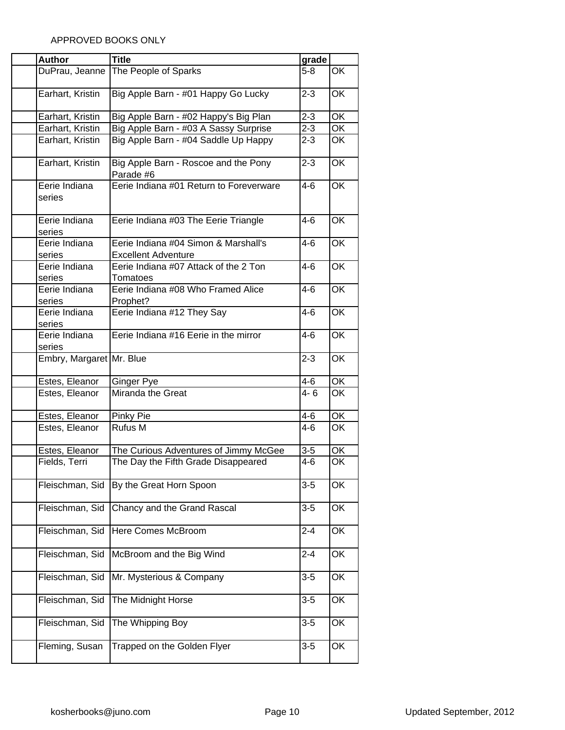APPROVED BOOKS ONLY

| | Author | Title | grade | |
|---|---|---|---|---|
| | DuPrau, Jeanne | The People of Sparks | 5-8 | OK |
| | Earhart, Kristin | Big Apple Barn - #01 Happy Go Lucky | 2-3 | OK |
| | Earhart, Kristin | Big Apple Barn - #02 Happy's Big Plan | 2-3 | OK |
| | Earhart, Kristin | Big Apple Barn - #03 A Sassy Surprise | 2-3 | OK |
| | Earhart, Kristin | Big Apple Barn - #04 Saddle Up Happy | 2-3 | OK |
| | Earhart, Kristin | Big Apple Barn - Roscoe and the Pony Parade #6 | 2-3 | OK |
| | Eerie Indiana series | Eerie Indiana #01 Return to Foreverware | 4-6 | OK |
| | Eerie Indiana series | Eerie Indiana #03 The Eerie Triangle | 4-6 | OK |
| | Eerie Indiana series | Eerie Indiana #04 Simon & Marshall's Excellent Adventure | 4-6 | OK |
| | Eerie Indiana series | Eerie Indiana #07 Attack of the 2 Ton Tomatoes | 4-6 | OK |
| | Eerie Indiana series | Eerie Indiana #08 Who Framed Alice Prophet? | 4-6 | OK |
| | Eerie Indiana series | Eerie Indiana #12 They Say | 4-6 | OK |
| | Eerie Indiana series | Eerie Indiana #16 Eerie in the mirror | 4-6 | OK |
| | Embry, Margaret | Mr. Blue | 2-3 | OK |
| | Estes, Eleanor | Ginger Pye | 4-6 | OK |
| | Estes, Eleanor | Miranda the Great | 4- 6 | OK |
| | Estes, Eleanor | Pinky Pie | 4-6 | OK |
| | Estes, Eleanor | Rufus M | 4-6 | OK |
| | Estes, Eleanor | The Curious Adventures of Jimmy McGee | 3-5 | OK |
| | Fields, Terri | The Day the Fifth Grade Disappeared | 4-6 | OK |
| | Fleischman, Sid | By the Great Horn Spoon | 3-5 | OK |
| | Fleischman, Sid | Chancy and the Grand Rascal | 3-5 | OK |
| | Fleischman, Sid | Here Comes McBroom | 2-4 | OK |
| | Fleischman, Sid | McBroom and the Big Wind | 2-4 | OK |
| | Fleischman, Sid | Mr. Mysterious & Company | 3-5 | OK |
| | Fleischman, Sid | The Midnight Horse | 3-5 | OK |
| | Fleischman, Sid | The Whipping Boy | 3-5 | OK |
| | Fleming, Susan | Trapped on the Golden Flyer | 3-5 | OK |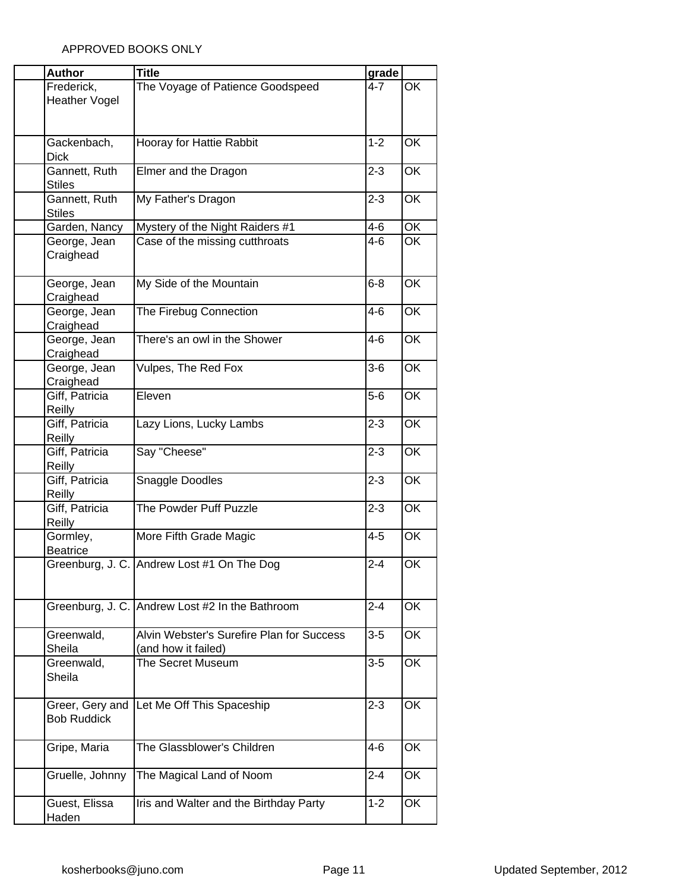APPROVED BOOKS ONLY

| | Author | Title | grade | |
|---|---|---|---|---|
| | Frederick, Heather Vogel | The Voyage of Patience Goodspeed | 4-7 | OK |
| | Gackenbach, Dick | Hooray for Hattie Rabbit | 1-2 | OK |
| | Gannett, Ruth Stiles | Elmer and the Dragon | 2-3 | OK |
| | Gannett, Ruth Stiles | My Father's Dragon | 2-3 | OK |
| | Garden, Nancy | Mystery of the Night Raiders #1 | 4-6 | OK |
| | George, Jean Craighead | Case of the missing cutthroats | 4-6 | OK |
| | George, Jean Craighead | My Side of the Mountain | 6-8 | OK |
| | George, Jean Craighead | The Firebug Connection | 4-6 | OK |
| | George, Jean Craighead | There's an owl in the Shower | 4-6 | OK |
| | George, Jean Craighead | Vulpes, The Red Fox | 3-6 | OK |
| | Giff, Patricia Reilly | Eleven | 5-6 | OK |
| | Giff, Patricia Reilly | Lazy Lions, Lucky Lambs | 2-3 | OK |
| | Giff, Patricia Reilly | Say "Cheese" | 2-3 | OK |
| | Giff, Patricia Reilly | Snaggle Doodles | 2-3 | OK |
| | Giff, Patricia Reilly | The Powder Puff Puzzle | 2-3 | OK |
| | Gormley, Beatrice | More Fifth Grade Magic | 4-5 | OK |
| | Greenburg, J. C. | Andrew Lost #1 On The Dog | 2-4 | OK |
| | Greenburg, J. C. | Andrew Lost #2 In the Bathroom | 2-4 | OK |
| | Greenwald, Sheila | Alvin Webster's Surefire Plan for Success (and how it failed) | 3-5 | OK |
| | Greenwald, Sheila | The Secret Museum | 3-5 | OK |
| | Greer, Gery and Bob Ruddick | Let Me Off This Spaceship | 2-3 | OK |
| | Gripe, Maria | The Glassblower's Children | 4-6 | OK |
| | Gruelle, Johnny | The Magical Land of Noom | 2-4 | OK |
| | Guest, Elissa Haden | Iris and Walter and the Birthday Party | 1-2 | OK |

kosherbooks@juno.com Updated September, 2012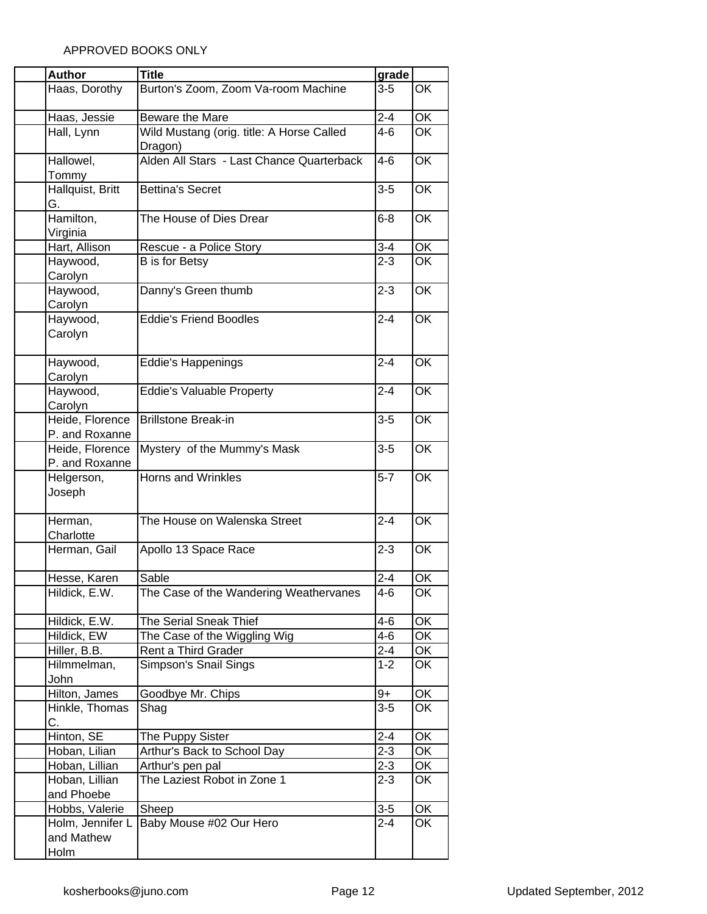APPROVED BOOKS ONLY

| | Author | Title | grade | |
|---|---|---|---|---|
| | Haas, Dorothy | Burton's Zoom, Zoom Va-room Machine | 3-5 | OK |
| | Haas, Jessie | Beware the Mare | 2-4 | OK |
| | Hall, Lynn | Wild Mustang (orig. title: A Horse Called Dragon) | 4-6 | OK |
| | Hallowel, Tommy | Alden All Stars - Last Chance Quarterback | 4-6 | OK |
| | Hallquist, Britt G. | Bettina's Secret | 3-5 | OK |
| | Hamilton, Virginia | The House of Dies Drear | 6-8 | OK |
| | Hart, Allison | Rescue - a Police Story | 3-4 | OK |
| | Haywood, Carolyn | B is for Betsy | 2-3 | OK |
| | Haywood, Carolyn | Danny's Green thumb | 2-3 | OK |
| | Haywood, Carolyn | Eddie's Friend Boodles | 2-4 | OK |
| | Haywood, Carolyn | Eddie's Happenings | 2-4 | OK |
| | Haywood, Carolyn | Eddie's Valuable Property | 2-4 | OK |
| | Heide, Florence P. and Roxanne | Brillstone Break-in | 3-5 | OK |
| | Heide, Florence P. and Roxanne | Mystery of the Mummy's Mask | 3-5 | OK |
| | Helgerson, Joseph | Horns and Wrinkles | 5-7 | OK |
| | Herman, Charlotte | The House on Walenska Street | 2-4 | OK |
| | Herman, Gail | Apollo 13 Space Race | 2-3 | OK |
| | Hesse, Karen | Sable | 2-4 | OK |
| | Hildick, E.W. | The Case of the Wandering Weathervanes | 4-6 | OK |
| | Hildick, E.W. | The Serial Sneak Thief | 4-6 | OK |
| | Hildick, EW | The Case of the Wiggling Wig | 4-6 | OK |
| | Hiller, B.B. | Rent a Third Grader | 2-4 | OK |
| | Hilmmelman, John | Simpson's Snail Sings | 1-2 | OK |
| | Hilton, James | Goodbye Mr. Chips | 9+ | OK |
| | Hinkle, Thomas C. | Shag | 3-5 | OK |
| | Hinton, SE | The Puppy Sister | 2-4 | OK |
| | Hoban, Lilian | Arthur's Back to School Day | 2-3 | OK |
| | Hoban, Lillian | Arthur's pen pal | 2-3 | OK |
| | Hoban, Lillian and Phoebe | The Laziest Robot in Zone 1 | 2-3 | OK |
| | Hobbs, Valerie | Sheep | 3-5 | OK |
| | Holm, Jennifer L and Mathew Holm | Baby Mouse #02 Our Hero | 2-4 | OK |

kosherbooks@juno.com

Updated September, 2012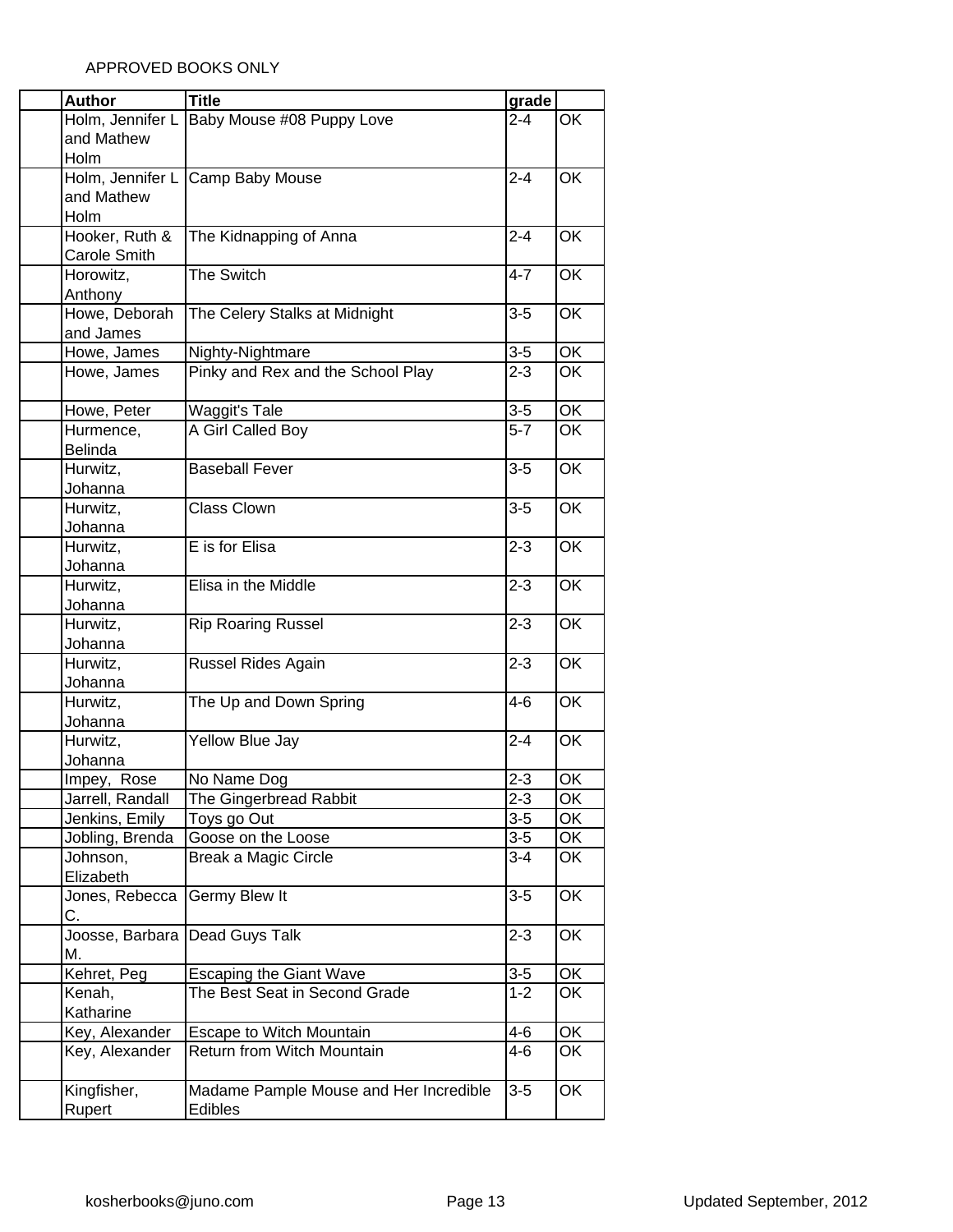APPROVED BOOKS ONLY

| | Author | Title | grade | |
|---|---|---|---|---|
| | Holm, Jennifer L and Mathew Holm | Baby Mouse #08 Puppy Love | 2-4 | OK |
| | Holm, Jennifer L and Mathew Holm | Camp Baby Mouse | 2-4 | OK |
| | Hooker, Ruth & Carole Smith | The Kidnapping of Anna | 2-4 | OK |
| | Horowitz, Anthony | The Switch | 4-7 | OK |
| | Howe, Deborah and James | The Celery Stalks at Midnight | 3-5 | OK |
| | Howe, James | Nighty-Nightmare | 3-5 | OK |
| | Howe, James | Pinky and Rex and the School Play | 2-3 | OK |
| | Howe, Peter | Waggit's Tale | 3-5 | OK |
| | Hurmence, Belinda | A Girl Called Boy | 5-7 | OK |
| | Hurwitz, Johanna | Baseball Fever | 3-5 | OK |
| | Hurwitz, Johanna | Class Clown | 3-5 | OK |
| | Hurwitz, Johanna | E is for Elisa | 2-3 | OK |
| | Hurwitz, Johanna | Elisa in the Middle | 2-3 | OK |
| | Hurwitz, Johanna | Rip Roaring Russel | 2-3 | OK |
| | Hurwitz, Johanna | Russel Rides Again | 2-3 | OK |
| | Hurwitz, Johanna | The Up and Down Spring | 4-6 | OK |
| | Hurwitz, Johanna | Yellow Blue Jay | 2-4 | OK |
| | Impey, Rose | No Name Dog | 2-3 | OK |
| | Jarrell, Randall | The Gingerbread Rabbit | 2-3 | OK |
| | Jenkins, Emily | Toys go Out | 3-5 | OK |
| | Jobling, Brenda | Goose on the Loose | 3-5 | OK |
| | Johnson, Elizabeth | Break a Magic Circle | 3-4 | OK |
| | Jones, Rebecca C. | Germy Blew It | 3-5 | OK |
| | Joosse, Barbara M. | Dead Guys Talk | 2-3 | OK |
| | Kehret, Peg | Escaping the Giant Wave | 3-5 | OK |
| | Kenah, Katharine | The Best Seat in Second Grade | 1-2 | OK |
| | Key, Alexander | Escape to Witch Mountain | 4-6 | OK |
| | Key, Alexander | Return from Witch Mountain | 4-6 | OK |
| | Kingfisher, Rupert | Madame Pample Mouse and Her Incredible Edibles | 3-5 | OK |

kosherbooks@juno.com Updated September, 2012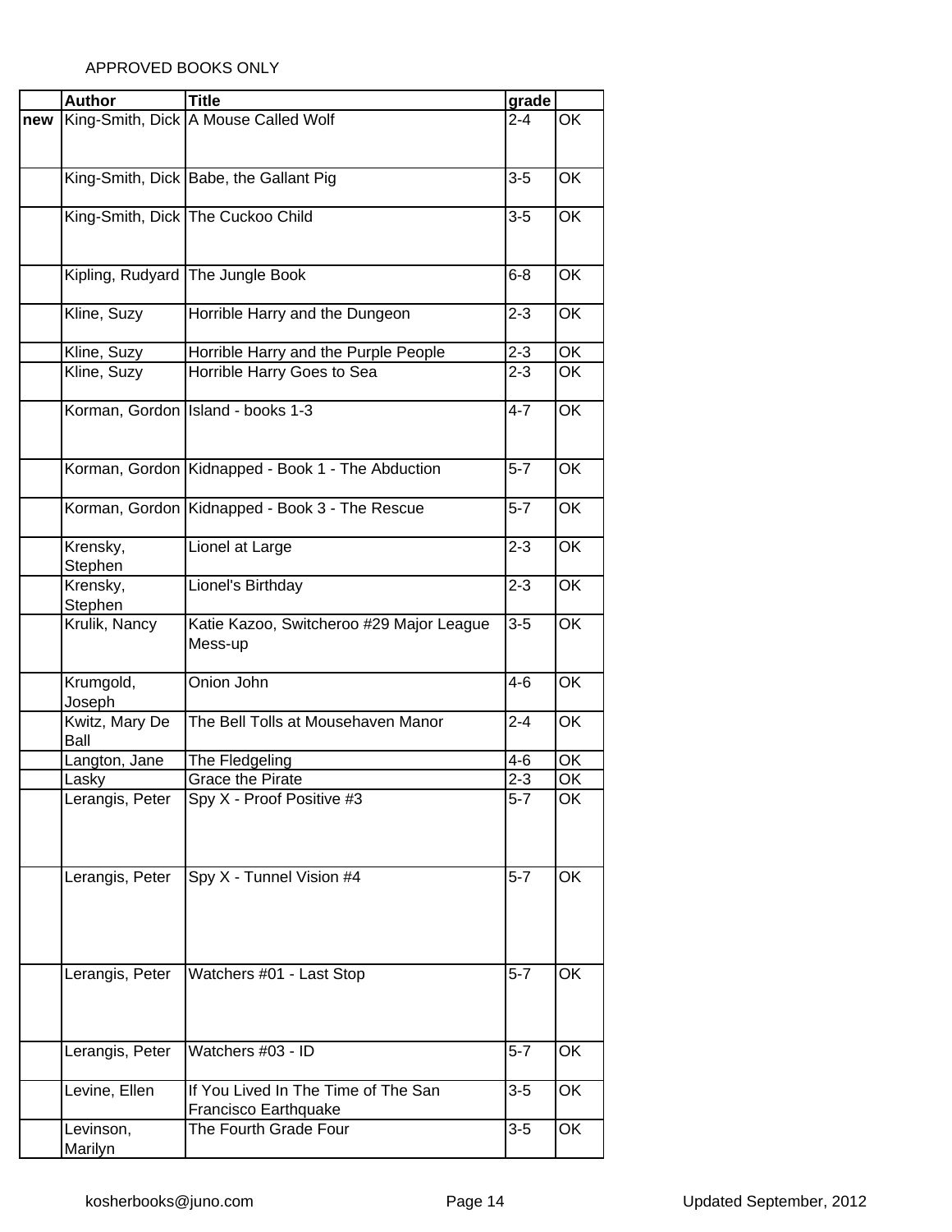APPROVED BOOKS ONLY

| | Author | Title | grade | |
|---|---|---|---|---|
| **new** | King-Smith, Dick | A Mouse Called Wolf | 2-4 | OK |
| | King-Smith, Dick | Babe, the Gallant Pig | 3-5 | OK |
| | King-Smith, Dick | The Cuckoo Child | 3-5 | OK |
| | Kipling, Rudyard | The Jungle Book | 6-8 | OK |
| | Kline, Suzy | Horrible Harry and the Dungeon | 2-3 | OK |
| | Kline, Suzy | Horrible Harry and the Purple People | 2-3 | OK |
| | Kline, Suzy | Horrible Harry Goes to Sea | 2-3 | OK |
| | Korman, Gordon | Island - books 1-3 | 4-7 | OK |
| | Korman, Gordon | Kidnapped - Book 1 - The Abduction | 5-7 | OK |
| | Korman, Gordon | Kidnapped - Book 3 - The Rescue | 5-7 | OK |
| | Krensky, Stephen | Lionel at Large | 2-3 | OK |
| | Krensky, Stephen | Lionel's Birthday | 2-3 | OK |
| | Krulik, Nancy | Katie Kazoo, Switcheroo #29 Major League Mess-up | 3-5 | OK |
| | Krumgold, Joseph | Onion John | 4-6 | OK |
| | Kwitz, Mary De Ball | The Bell Tolls at Mousehaven Manor | 2-4 | OK |
| | Langton, Jane | The Fledgeling | 4-6 | OK |
| | Lasky | Grace the Pirate | 2-3 | OK |
| | Lerangis, Peter | Spy X - Proof Positive #3 | 5-7 | OK |
| | Lerangis, Peter | Spy X - Tunnel Vision #4 | 5-7 | OK |
| | Lerangis, Peter | Watchers #01 - Last Stop | 5-7 | OK |
| | Lerangis, Peter | Watchers #03 - ID | 5-7 | OK |
| | Levine, Ellen | If You Lived In The Time of The San Francisco Earthquake | 3-5 | OK |
| | Levinson, Marilyn | The Fourth Grade Four | 3-5 | OK |

kosherbooks@juno.com

Updated September, 2012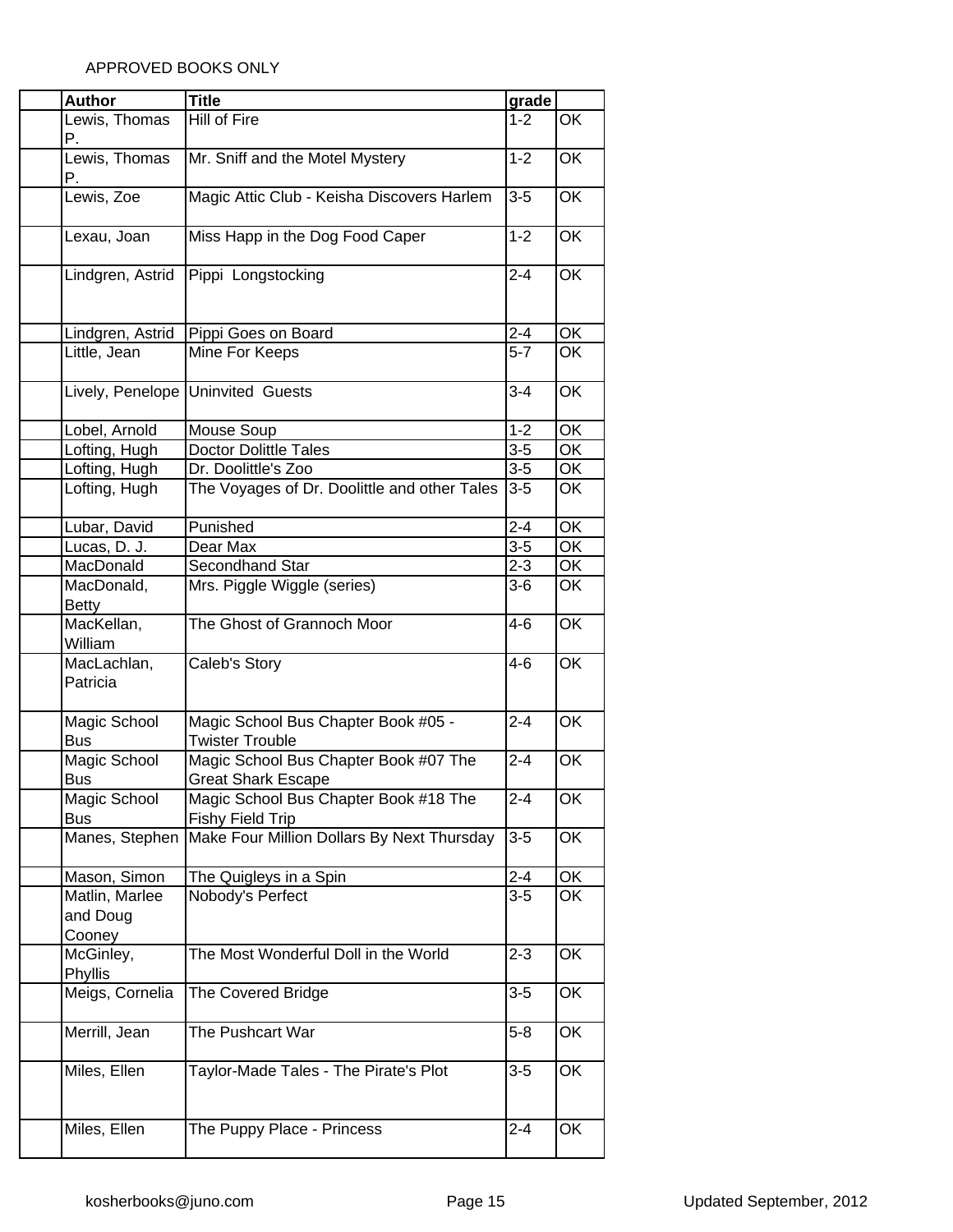APPROVED BOOKS ONLY

| | Author | Title | grade | |
|---|---|---|---|---|
| | Lewis, Thomas P. | Hill of Fire | 1-2 | OK |
| | Lewis, Thomas P. | Mr. Sniff and the Motel Mystery | 1-2 | OK |
| | Lewis, Zoe | Magic Attic Club - Keisha Discovers Harlem | 3-5 | OK |
| | Lexau, Joan | Miss Happ in the Dog Food Caper | 1-2 | OK |
| | Lindgren, Astrid | Pippi Longstocking | 2-4 | OK |
| | Lindgren, Astrid | Pippi Goes on Board | 2-4 | OK |
| | Little, Jean | Mine For Keeps | 5-7 | OK |
| | Lively, Penelope | Uninvited Guests | 3-4 | OK |
| | Lobel, Arnold | Mouse Soup | 1-2 | OK |
| | Lofting, Hugh | Doctor Dolittle Tales | 3-5 | OK |
| | Lofting, Hugh | Dr. Doolittle's Zoo | 3-5 | OK |
| | Lofting, Hugh | The Voyages of Dr. Doolittle and other Tales | 3-5 | OK |
| | Lubar, David | Punished | 2-4 | OK |
| | Lucas, D. J. | Dear Max | 3-5 | OK |
| | MacDonald | Secondhand Star | 2-3 | OK |
| | MacDonald, Betty | Mrs. Piggle Wiggle (series) | 3-6 | OK |
| | MacKellan, William | The Ghost of Grannoch Moor | 4-6 | OK |
| | MacLachlan, Patricia | Caleb's Story | 4-6 | OK |
| | Magic School Bus | Magic School Bus Chapter Book #05 - Twister Trouble | 2-4 | OK |
| | Magic School Bus | Magic School Bus Chapter Book #07 The Great Shark Escape | 2-4 | OK |
| | Magic School Bus | Magic School Bus Chapter Book #18 The Fishy Field Trip | 2-4 | OK |
| | Manes, Stephen | Make Four Million Dollars By Next Thursday | 3-5 | OK |
| | Mason, Simon | The Quigleys in a Spin | 2-4 | OK |
| | Matlin, Marlee and Doug Cooney | Nobody's Perfect | 3-5 | OK |
| | McGinley, Phyllis | The Most Wonderful Doll in the World | 2-3 | OK |
| | Meigs, Cornelia | The Covered Bridge | 3-5 | OK |
| | Merrill, Jean | The Pushcart War | 5-8 | OK |
| | Miles, Ellen | Taylor-Made Tales - The Pirate's Plot | 3-5 | OK |
| | Miles, Ellen | The Puppy Place - Princess | 2-4 | OK |

kosherbooks@juno.com Updated September, 2012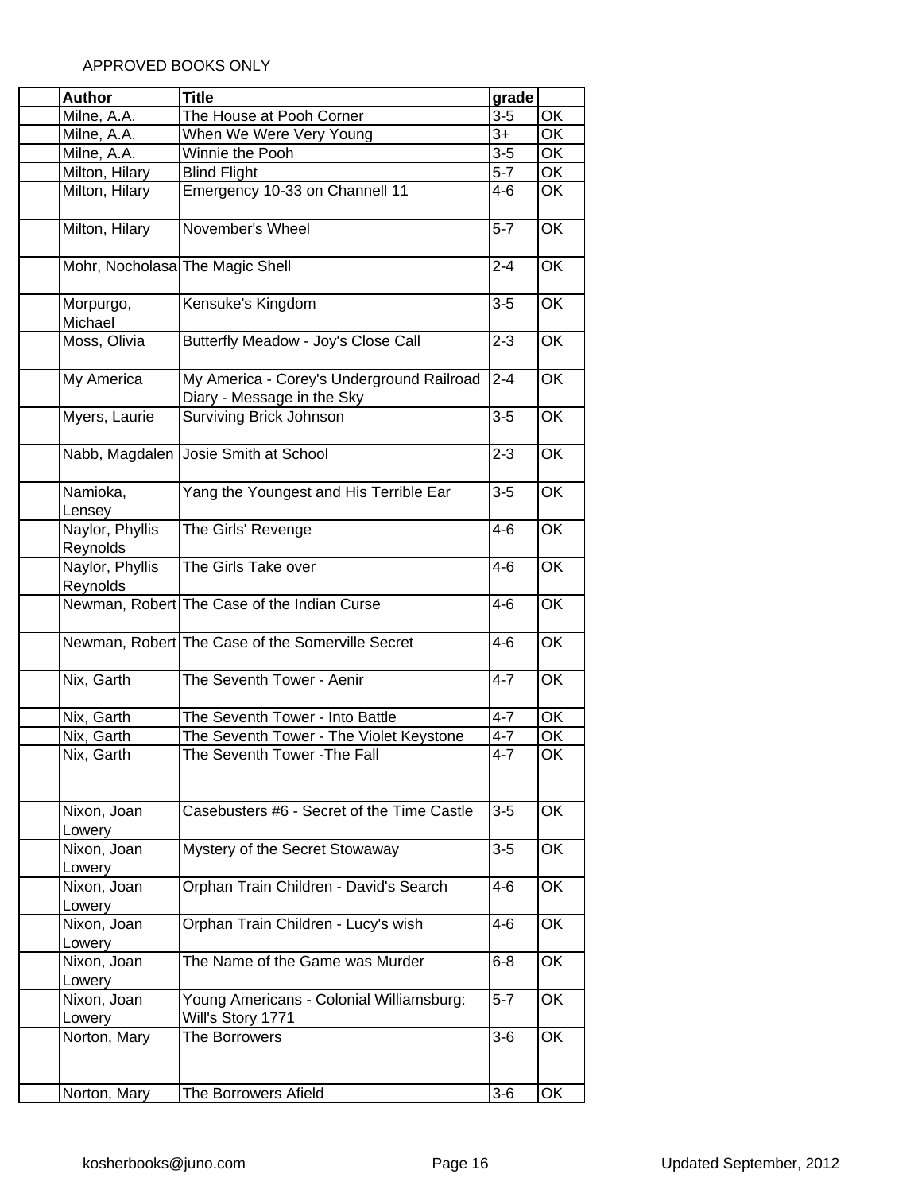APPROVED BOOKS ONLY

| | Author | Title | grade | |
|---|---|---|---|---|
| | Milne, A.A. | The House at Pooh Corner | 3-5 | OK |
| | Milne, A.A. | When We Were Very Young | 3+ | OK |
| | Milne, A.A. | Winnie the Pooh | 3-5 | OK |
| | Milton, Hilary | Blind Flight | 5-7 | OK |
| | Milton, Hilary | Emergency 10-33 on Channell 11 | 4-6 | OK |
| | Milton, Hilary | November's Wheel | 5-7 | OK |
| | Mohr, Nocholasa | The Magic Shell | 2-4 | OK |
| | Morpurgo, Michael | Kensuke's Kingdom | 3-5 | OK |
| | Moss, Olivia | Butterfly Meadow - Joy's Close Call | 2-3 | OK |
| | My America | My America - Corey's Underground Railroad Diary - Message in the Sky | 2-4 | OK |
| | Myers, Laurie | Surviving Brick Johnson | 3-5 | OK |
| | Nabb, Magdalen | Josie Smith at School | 2-3 | OK |
| | Namioka, Lensey | Yang the Youngest and His Terrible Ear | 3-5 | OK |
| | Naylor, Phyllis Reynolds | The Girls' Revenge | 4-6 | OK |
| | Naylor, Phyllis Reynolds | The Girls Take over | 4-6 | OK |
| | Newman, Robert | The Case of the Indian Curse | 4-6 | OK |
| | Newman, Robert | The Case of the Somerville Secret | 4-6 | OK |
| | Nix, Garth | The Seventh Tower - Aenir | 4-7 | OK |
| | Nix, Garth | The Seventh Tower - Into Battle | 4-7 | OK |
| | Nix, Garth | The Seventh Tower - The Violet Keystone | 4-7 | OK |
| | Nix, Garth | The Seventh Tower -The Fall | 4-7 | OK |
| | Nixon, Joan Lowery | Casebusters #6 - Secret of the Time Castle | 3-5 | OK |
| | Nixon, Joan Lowery | Mystery of the Secret Stowaway | 3-5 | OK |
| | Nixon, Joan Lowery | Orphan Train Children - David's Search | 4-6 | OK |
| | Nixon, Joan Lowery | Orphan Train Children - Lucy's wish | 4-6 | OK |
| | Nixon, Joan Lowery | The Name of the Game was Murder | 6-8 | OK |
| | Nixon, Joan Lowery | Young Americans - Colonial Williamsburg: Will's Story 1771 | 5-7 | OK |
| | Norton, Mary | The Borrowers | 3-6 | OK |
| | Norton, Mary | The Borrowers Afield | 3-6 | OK |

kosherbooks@juno.com

Updated September, 2012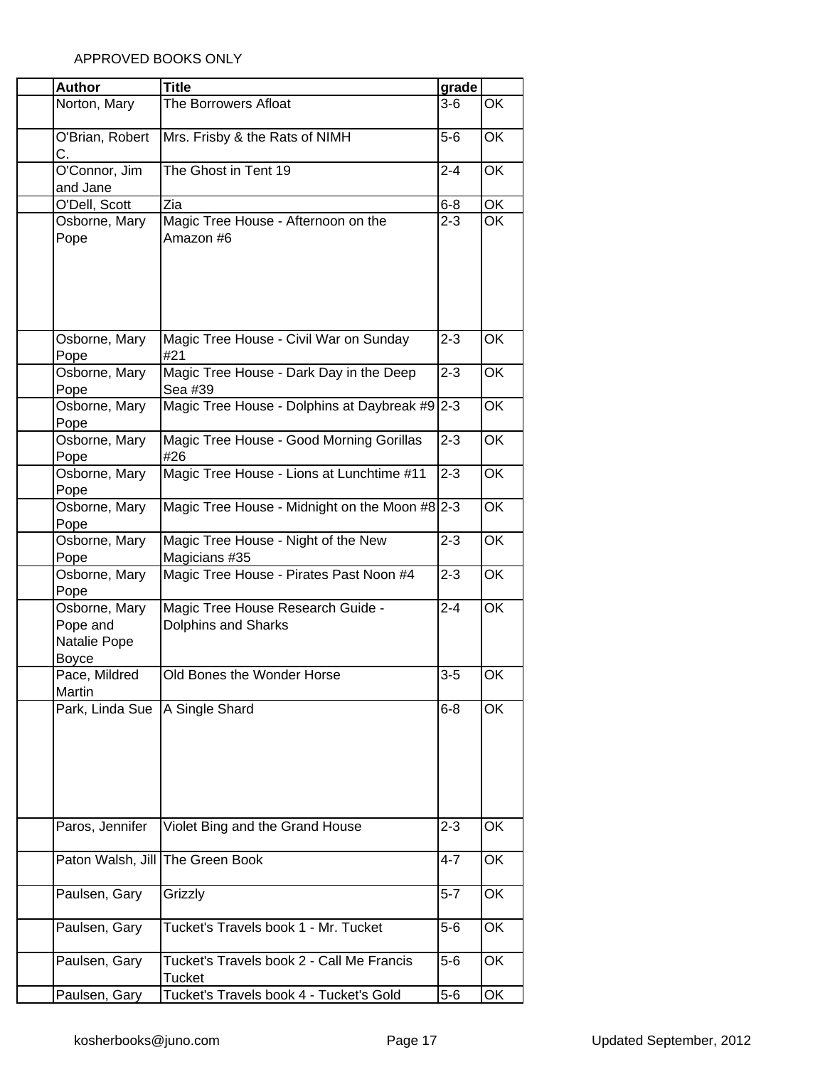APPROVED BOOKS ONLY

| | Author | Title | grade | |
|---|---|---|---|---|
| | Norton, Mary | The Borrowers Afloat | 3-6 | OK |
| | O'Brian, Robert C. | Mrs. Frisby & the Rats of NIMH | 5-6 | OK |
| | O'Connor, Jim and Jane | The Ghost in Tent 19 | 2-4 | OK |
| | O'Dell, Scott | Zia | 6-8 | OK |
| | Osborne, Mary Pope | Magic Tree House - Afternoon on the Amazon #6 | 2-3 | OK |
| | Osborne, Mary Pope | Magic Tree House - Civil War on Sunday #21 | 2-3 | OK |
| | Osborne, Mary Pope | Magic Tree House - Dark Day in the Deep Sea #39 | 2-3 | OK |
| | Osborne, Mary Pope | Magic Tree House - Dolphins at Daybreak #9 | 2-3 | OK |
| | Osborne, Mary Pope | Magic Tree House - Good Morning Gorillas #26 | 2-3 | OK |
| | Osborne, Mary Pope | Magic Tree House - Lions at Lunchtime #11 | 2-3 | OK |
| | Osborne, Mary Pope | Magic Tree House - Midnight on the Moon #8 | 2-3 | OK |
| | Osborne, Mary Pope | Magic Tree House - Night of the New Magicians #35 | 2-3 | OK |
| | Osborne, Mary Pope | Magic Tree House - Pirates Past Noon #4 | 2-3 | OK |
| | Osborne, Mary Pope and Natalie Pope Boyce | Magic Tree House Research Guide - Dolphins and Sharks | 2-4 | OK |
| | Pace, Mildred Martin | Old Bones the Wonder Horse | 3-5 | OK |
| | Park, Linda Sue | A Single Shard | 6-8 | OK |
| | Paros, Jennifer | Violet Bing and the Grand House | 2-3 | OK |
| | Paton Walsh, Jill | The Green Book | 4-7 | OK |
| | Paulsen, Gary | Grizzly | 5-7 | OK |
| | Paulsen, Gary | Tucket's Travels book 1 - Mr. Tucket | 5-6 | OK |
| | Paulsen, Gary | Tucket's Travels book 2 - Call Me Francis Tucket | 5-6 | OK |
| | Paulsen, Gary | Tucket's Travels book 4 - Tucket's Gold | 5-6 | OK |

kosherbooks@juno.com Updated September, 2012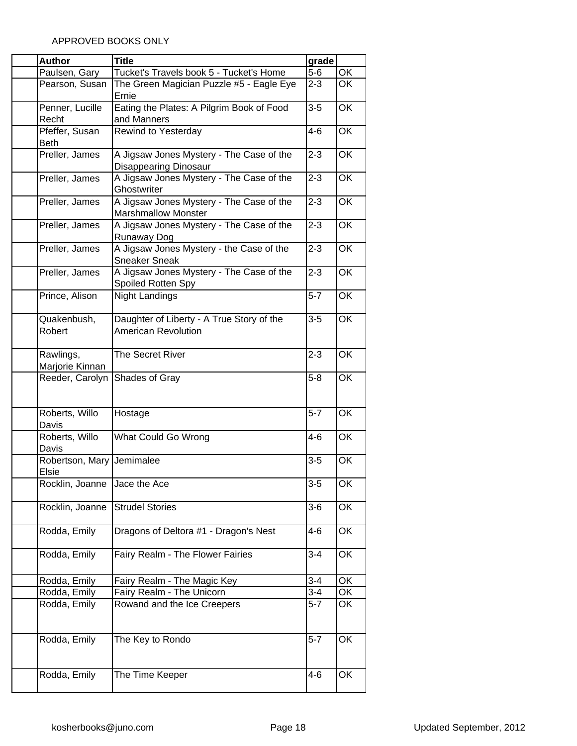APPROVED BOOKS ONLY

| | Author | Title | grade | |
|---|---|---|---|---|
| | Paulsen, Gary | Tucket's Travels book 5 - Tucket's Home | 5-6 | OK |
| | Pearson, Susan | The Green Magician Puzzle #5 - Eagle Eye Ernie | 2-3 | OK |
| | Penner, Lucille Recht | Eating the Plates: A Pilgrim Book of Food and Manners | 3-5 | OK |
| | Pfeffer, Susan Beth | Rewind to Yesterday | 4-6 | OK |
| | Preller, James | A Jigsaw Jones Mystery - The Case of the Disappearing Dinosaur | 2-3 | OK |
| | Preller, James | A Jigsaw Jones Mystery - The Case of the Ghostwriter | 2-3 | OK |
| | Preller, James | A Jigsaw Jones Mystery - The Case of the Marshmallow Monster | 2-3 | OK |
| | Preller, James | A Jigsaw Jones Mystery - The Case of the Runaway Dog | 2-3 | OK |
| | Preller, James | A Jigsaw Jones Mystery - the Case of the Sneaker Sneak | 2-3 | OK |
| | Preller, James | A Jigsaw Jones Mystery - The Case of the Spoiled Rotten Spy | 2-3 | OK |
| | Prince, Alison | Night Landings | 5-7 | OK |
| | Quakenbush, Robert | Daughter of Liberty - A True Story of the American Revolution | 3-5 | OK |
| | Rawlings, Marjorie Kinnan | The Secret River | 2-3 | OK |
| | Reeder, Carolyn | Shades of Gray | 5-8 | OK |
| | Roberts, Willo Davis | Hostage | 5-7 | OK |
| | Roberts, Willo Davis | What Could Go Wrong | 4-6 | OK |
| | Robertson, Mary Elsie | Jemimalee | 3-5 | OK |
| | Rocklin, Joanne | Jace the Ace | 3-5 | OK |
| | Rocklin, Joanne | Strudel Stories | 3-6 | OK |
| | Rodda, Emily | Dragons of Deltora #1 - Dragon's Nest | 4-6 | OK |
| | Rodda, Emily | Fairy Realm - The Flower Fairies | 3-4 | OK |
| | Rodda, Emily | Fairy Realm - The Magic Key | 3-4 | OK |
| | Rodda, Emily | Fairy Realm - The Unicorn | 3-4 | OK |
| | Rodda, Emily | Rowand and the Ice Creepers | 5-7 | OK |
| | Rodda, Emily | The Key to Rondo | 5-7 | OK |
| | Rodda, Emily | The Time Keeper | 4-6 | OK |

kosherbooks@juno.com Updated September, 2012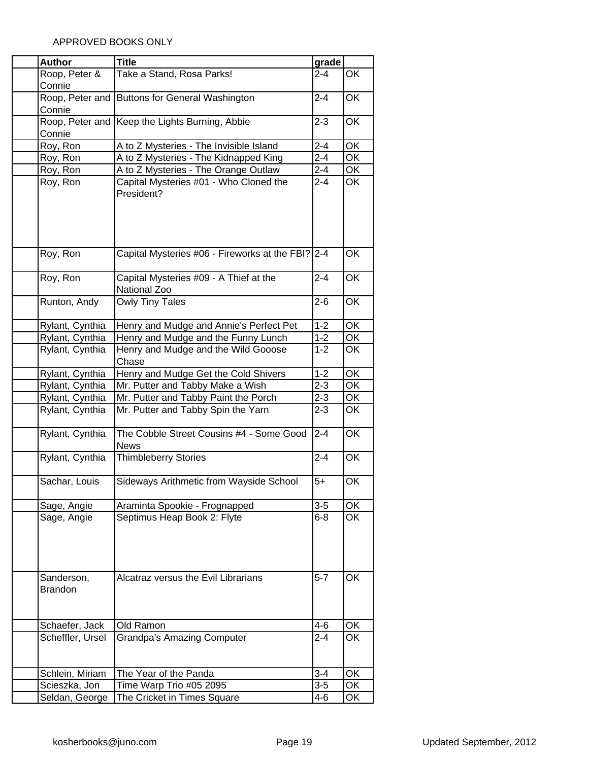APPROVED BOOKS ONLY

| | Author | Title | grade | |
|---|---|---|---|---|
| | Roop, Peter & Connie | Take a Stand, Rosa Parks! | 2-4 | OK |
| | Roop, Peter and Connie | Buttons for General Washington | 2-4 | OK |
| | Roop, Peter and Connie | Keep the Lights Burning, Abbie | 2-3 | OK |
| | Roy, Ron | A to Z Mysteries - The Invisible Island | 2-4 | OK |
| | Roy, Ron | A to Z Mysteries - The Kidnapped King | 2-4 | OK |
| | Roy, Ron | A to Z Mysteries - The Orange Outlaw | 2-4 | OK |
| | Roy, Ron | Capital Mysteries #01 - Who Cloned the President? | 2-4 | OK |
| | Roy, Ron | Capital Mysteries #06 - Fireworks at the FBI? | 2-4 | OK |
| | Roy, Ron | Capital Mysteries #09 - A Thief at the National Zoo | 2-4 | OK |
| | Runton, Andy | Owly Tiny Tales | 2-6 | OK |
| | Rylant, Cynthia | Henry and Mudge and Annie's Perfect Pet | 1-2 | OK |
| | Rylant, Cynthia | Henry and Mudge and the Funny Lunch | 1-2 | OK |
| | Rylant, Cynthia | Henry and Mudge and the Wild Gooose Chase | 1-2 | OK |
| | Rylant, Cynthia | Henry and Mudge Get the Cold Shivers | 1-2 | OK |
| | Rylant, Cynthia | Mr. Putter and Tabby Make a Wish | 2-3 | OK |
| | Rylant, Cynthia | Mr. Putter and Tabby Paint the Porch | 2-3 | OK |
| | Rylant, Cynthia | Mr. Putter and Tabby Spin the Yarn | 2-3 | OK |
| | Rylant, Cynthia | The Cobble Street Cousins #4 - Some Good News | 2-4 | OK |
| | Rylant, Cynthia | Thimbleberry Stories | 2-4 | OK |
| | Sachar, Louis | Sideways Arithmetic from Wayside School | 5+ | OK |
| | Sage, Angie | Araminta Spookie - Frognapped | 3-5 | OK |
| | Sage, Angie | Septimus Heap Book 2: Flyte | 6-8 | OK |
| | Sanderson, Brandon | Alcatraz versus the Evil Librarians | 5-7 | OK |
| | Schaefer, Jack | Old Ramon | 4-6 | OK |
| | Scheffler, Ursel | Grandpa's Amazing Computer | 2-4 | OK |
| | Schlein, Miriam | The Year of the Panda | 3-4 | OK |
| | Scieszka, Jon | Time Warp Trio #05 2095 | 3-5 | OK |
| | Seldan, George | The Cricket in Times Square | 4-6 | OK |

kosherbooks@juno.com Updated September, 2012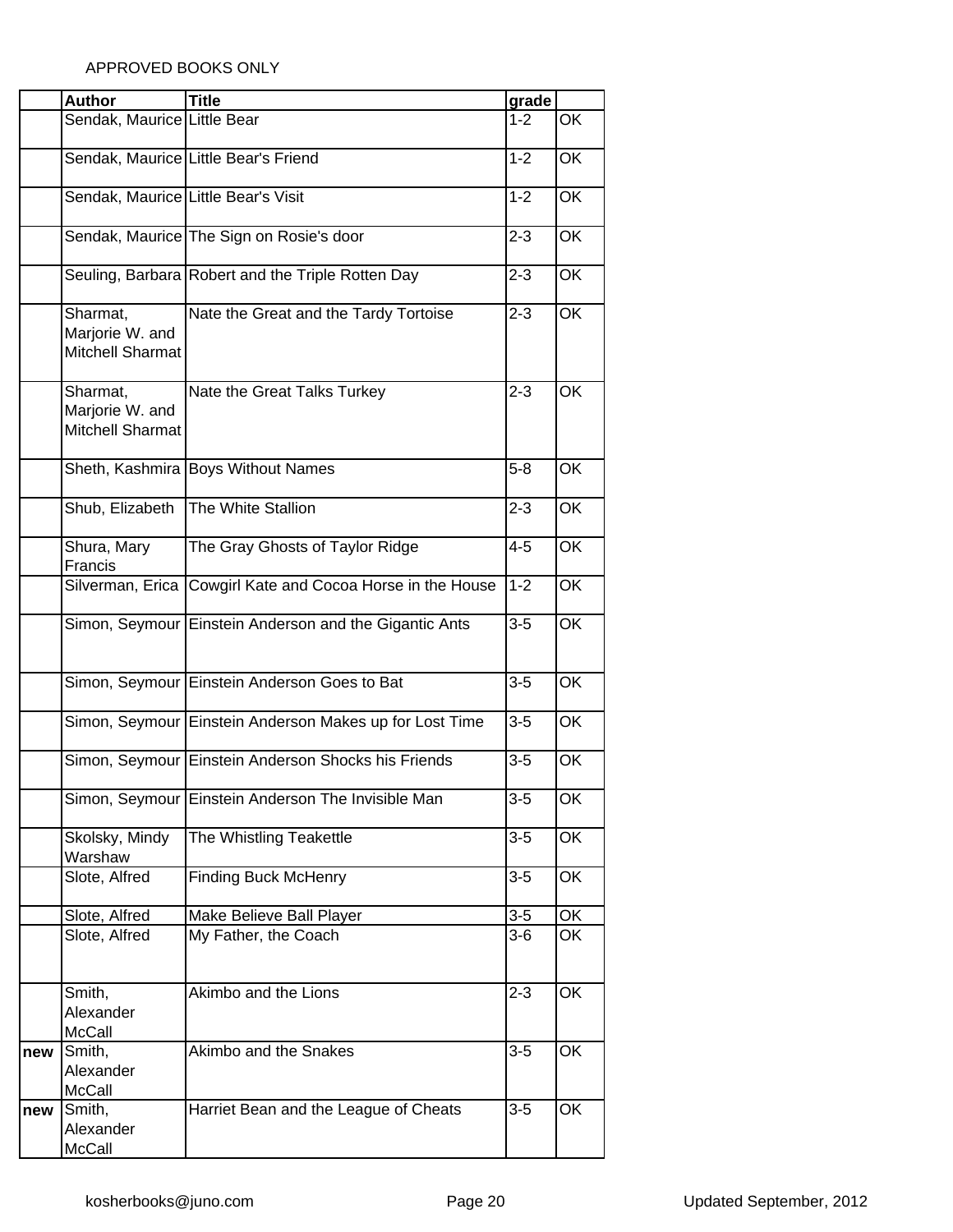APPROVED BOOKS ONLY

| | Author | Title | grade | |
|---|---|---|---|---|
| | Sendak, Maurice | Little Bear | 1-2 | OK |
| | Sendak, Maurice | Little Bear's Friend | 1-2 | OK |
| | Sendak, Maurice | Little Bear's Visit | 1-2 | OK |
| | Sendak, Maurice | The Sign on Rosie's door | 2-3 | OK |
| | Seuling, Barbara | Robert and the Triple Rotten Day | 2-3 | OK |
| | Sharmat, Marjorie W. and Mitchell Sharmat | Nate the Great and the Tardy Tortoise | 2-3 | OK |
| | Sharmat, Marjorie W. and Mitchell Sharmat | Nate the Great Talks Turkey | 2-3 | OK |
| | Sheth, Kashmira | Boys Without Names | 5-8 | OK |
| | Shub, Elizabeth | The White Stallion | 2-3 | OK |
| | Shura, Mary Francis | The Gray Ghosts of Taylor Ridge | 4-5 | OK |
| | Silverman, Erica | Cowgirl Kate and Cocoa Horse in the House | 1-2 | OK |
| | Simon, Seymour | Einstein Anderson and the Gigantic Ants | 3-5 | OK |
| | Simon, Seymour | Einstein Anderson Goes to Bat | 3-5 | OK |
| | Simon, Seymour | Einstein Anderson Makes up for Lost Time | 3-5 | OK |
| | Simon, Seymour | Einstein Anderson Shocks his Friends | 3-5 | OK |
| | Simon, Seymour | Einstein Anderson The Invisible Man | 3-5 | OK |
| | Skolsky, Mindy Warshaw | The Whistling Teakettle | 3-5 | OK |
| | Slote, Alfred | Finding Buck McHenry | 3-5 | OK |
| | Slote, Alfred | Make Believe Ball Player | 3-5 | OK |
| | Slote, Alfred | My Father, the Coach | 3-6 | OK |
| | Smith, Alexander McCall | Akimbo and the Lions | 2-3 | OK |
| **new** | Smith, Alexander McCall | Akimbo and the Snakes | 3-5 | OK |
| **new** | Smith, Alexander McCall | Harriet Bean and the League of Cheats | 3-5 | OK |

kosherbooks@juno.com    Updated September, 2012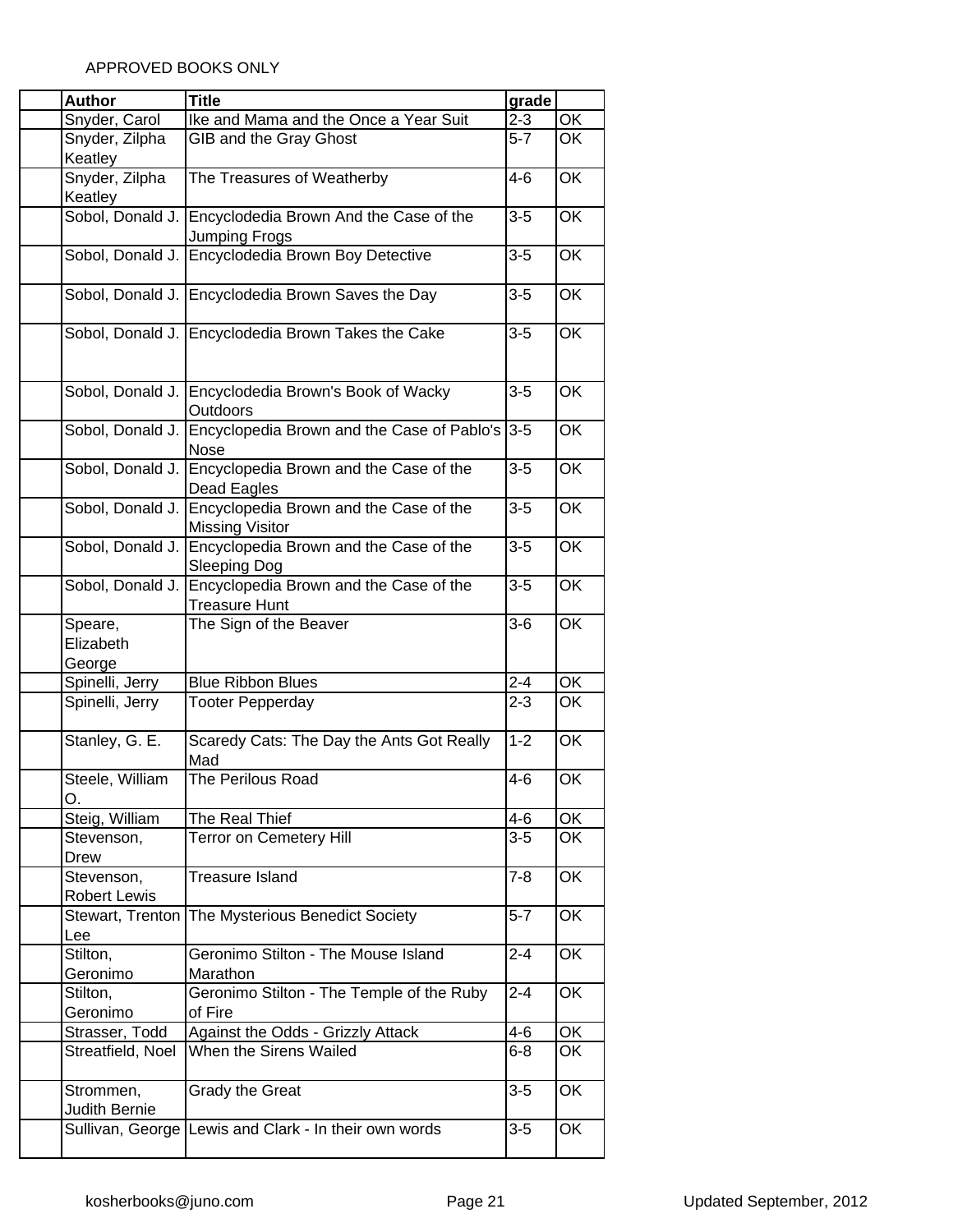APPROVED BOOKS ONLY

| | Author | Title | grade | |
|---|---|---|---|---|
| | Snyder, Carol | Ike and Mama and the Once a Year Suit | 2-3 | OK |
| | Snyder, Zilpha Keatley | GIB and the Gray Ghost | 5-7 | OK |
| | Snyder, Zilpha Keatley | The Treasures of Weatherby | 4-6 | OK |
| | Sobol, Donald J. | Encyclodedia Brown And the Case of the Jumping Frogs | 3-5 | OK |
| | Sobol, Donald J. | Encyclodedia Brown Boy Detective | 3-5 | OK |
| | Sobol, Donald J. | Encyclodedia Brown Saves the Day | 3-5 | OK |
| | Sobol, Donald J. | Encyclodedia Brown Takes the Cake | 3-5 | OK |
| | Sobol, Donald J. | Encyclodedia Brown's Book of Wacky Outdoors | 3-5 | OK |
| | Sobol, Donald J. | Encyclopedia Brown and the Case of Pablo's Nose | 3-5 | OK |
| | Sobol, Donald J. | Encyclopedia Brown and the Case of the Dead Eagles | 3-5 | OK |
| | Sobol, Donald J. | Encyclopedia Brown and the Case of the Missing Visitor | 3-5 | OK |
| | Sobol, Donald J. | Encyclopedia Brown and the Case of the Sleeping Dog | 3-5 | OK |
| | Sobol, Donald J. | Encyclopedia Brown and the Case of the Treasure Hunt | 3-5 | OK |
| | Speare, Elizabeth George | The Sign of the Beaver | 3-6 | OK |
| | Spinelli, Jerry | Blue Ribbon Blues | 2-4 | OK |
| | Spinelli, Jerry | Tooter Pepperday | 2-3 | OK |
| | Stanley, G. E. | Scaredy Cats: The Day the Ants Got Really Mad | 1-2 | OK |
| | Steele, William O. | The Perilous Road | 4-6 | OK |
| | Steig, William | The Real Thief | 4-6 | OK |
| | Stevenson, Drew | Terror on Cemetery Hill | 3-5 | OK |
| | Stevenson, Robert Lewis | Treasure Island | 7-8 | OK |
| | Stewart, Trenton Lee | The Mysterious Benedict Society | 5-7 | OK |
| | Stilton, Geronimo | Geronimo Stilton - The Mouse Island Marathon | 2-4 | OK |
| | Stilton, Geronimo | Geronimo Stilton - The Temple of the Ruby of Fire | 2-4 | OK |
| | Strasser, Todd | Against the Odds - Grizzly Attack | 4-6 | OK |
| | Streatfield, Noel | When the Sirens Wailed | 6-8 | OK |
| | Strommen, Judith Bernie | Grady the Great | 3-5 | OK |
| | Sullivan, George | Lewis and Clark - In their own words | 3-5 | OK |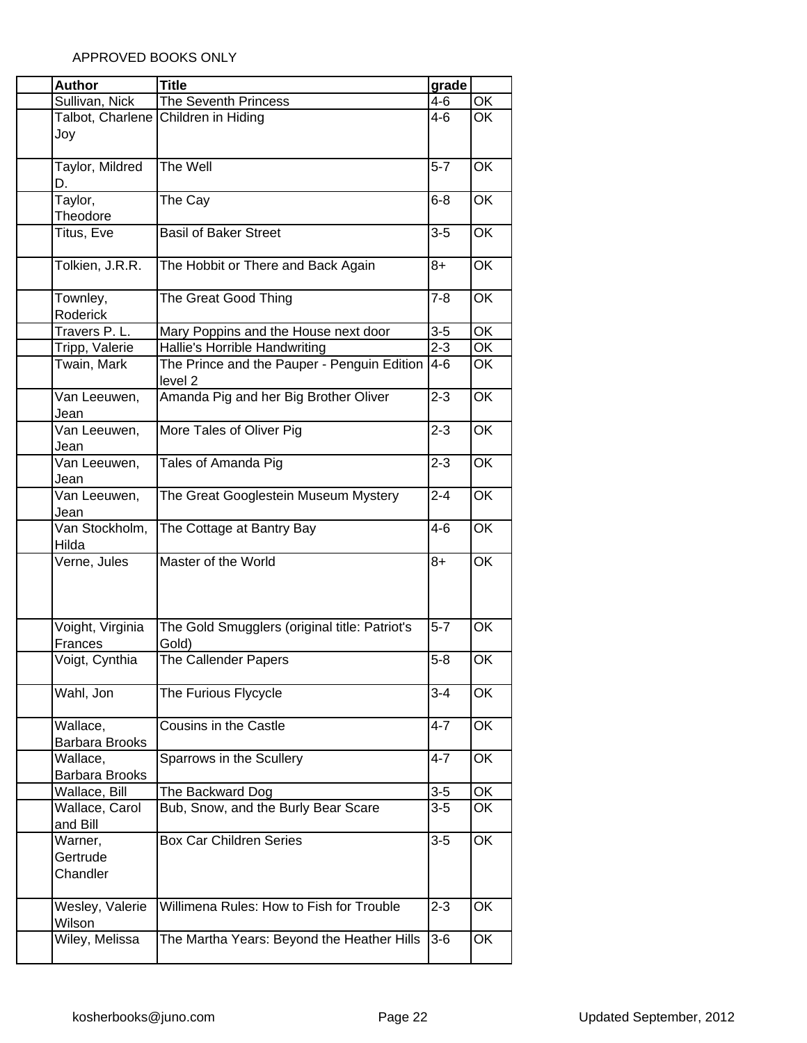APPROVED BOOKS ONLY

| | Author | Title | grade | |
|---|---|---|---|---|
| | Sullivan, Nick | The Seventh Princess | 4-6 | OK |
| | Talbot, Charlene Joy | Children in Hiding | 4-6 | OK |
| | Taylor, Mildred D. | The Well | 5-7 | OK |
| | Taylor, Theodore | The Cay | 6-8 | OK |
| | Titus, Eve | Basil of Baker Street | 3-5 | OK |
| | Tolkien, J.R.R. | The Hobbit or There and Back Again | 8+ | OK |
| | Townley, Roderick | The Great Good Thing | 7-8 | OK |
| | Travers P. L. | Mary Poppins and the House next door | 3-5 | OK |
| | Tripp, Valerie | Hallie's Horrible Handwriting | 2-3 | OK |
| | Twain, Mark | The Prince and the Pauper - Penguin Edition level 2 | 4-6 | OK |
| | Van Leeuwen, Jean | Amanda Pig and her Big Brother Oliver | 2-3 | OK |
| | Van Leeuwen, Jean | More Tales of Oliver Pig | 2-3 | OK |
| | Van Leeuwen, Jean | Tales of Amanda Pig | 2-3 | OK |
| | Van Leeuwen, Jean | The Great Googlestein Museum Mystery | 2-4 | OK |
| | Van Stockholm, Hilda | The Cottage at Bantry Bay | 4-6 | OK |
| | Verne, Jules | Master of the World | 8+ | OK |
| | Voight, Virginia Frances | The Gold Smugglers (original title: Patriot's Gold) | 5-7 | OK |
| | Voigt, Cynthia | The Callender Papers | 5-8 | OK |
| | Wahl, Jon | The Furious Flycycle | 3-4 | OK |
| | Wallace, Barbara Brooks | Cousins in the Castle | 4-7 | OK |
| | Wallace, Barbara Brooks | Sparrows in the Scullery | 4-7 | OK |
| | Wallace, Bill | The Backward Dog | 3-5 | OK |
| | Wallace, Carol and Bill | Bub, Snow, and the Burly Bear Scare | 3-5 | OK |
| | Warner, Gertrude Chandler | Box Car Children Series | 3-5 | OK |
| | Wesley, Valerie Wilson | Willimena Rules: How to Fish for Trouble | 2-3 | OK |
| | Wiley, Melissa | The Martha Years: Beyond the Heather Hills | 3-6 | OK |

kosherbooks@juno.com Updated September, 2012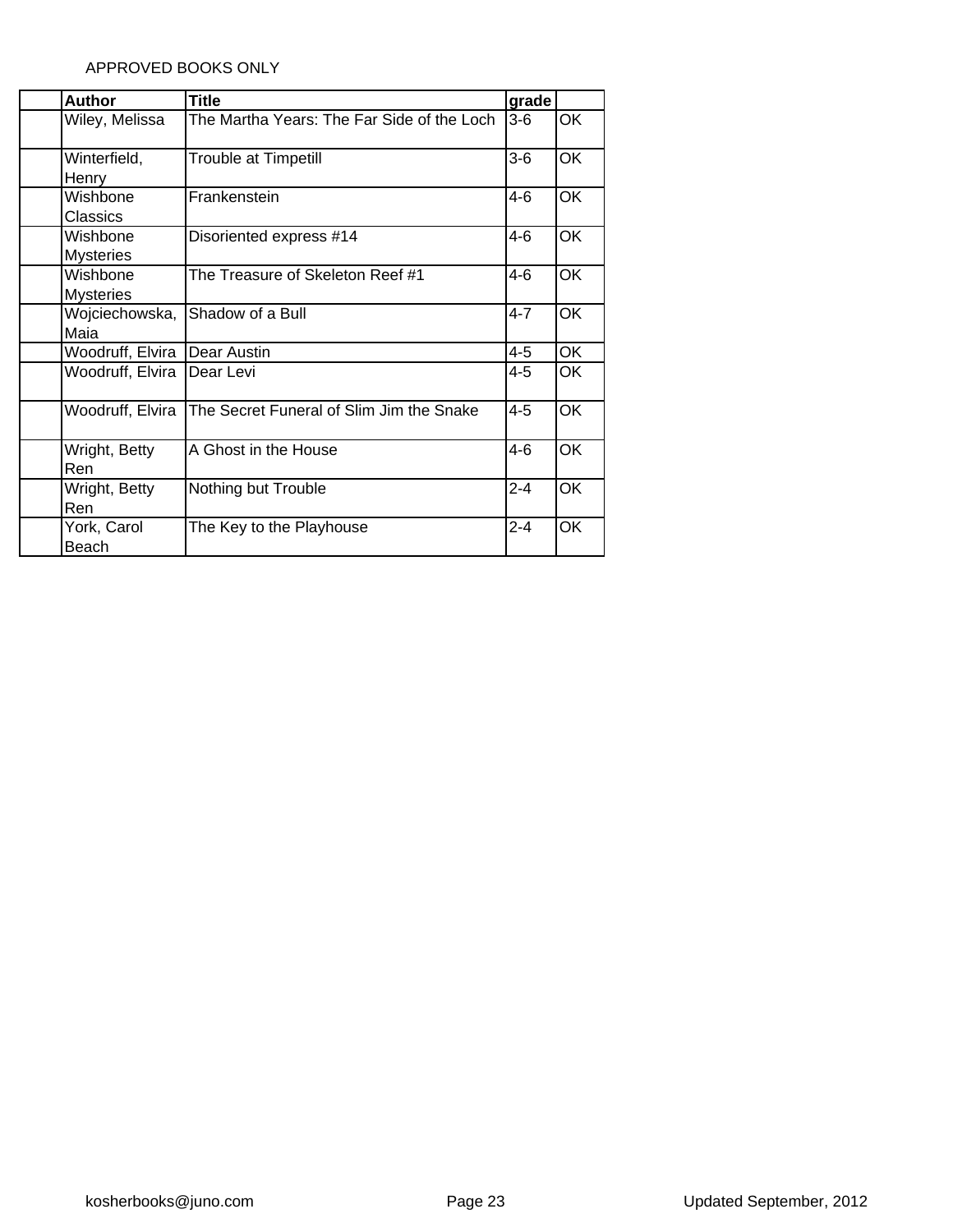APPROVED BOOKS ONLY

| | Author | Title | grade | |
|---|---|---|---|---|
| | Wiley, Melissa | The Martha Years: The Far Side of the Loch | 3-6 | OK |
| | Winterfield, Henry | Trouble at Timpetill | 3-6 | OK |
| | Wishbone Classics | Frankenstein | 4-6 | OK |
| | Wishbone Mysteries | Disoriented express #14 | 4-6 | OK |
| | Wishbone Mysteries | The Treasure of Skeleton Reef #1 | 4-6 | OK |
| | Wojciechowska, Maia | Shadow of a Bull | 4-7 | OK |
| | Woodruff, Elvira | Dear Austin | 4-5 | OK |
| | Woodruff, Elvira | Dear Levi | 4-5 | OK |
| | Woodruff, Elvira | The Secret Funeral of Slim Jim the Snake | 4-5 | OK |
| | Wright, Betty Ren | A Ghost in the House | 4-6 | OK |
| | Wright, Betty Ren | Nothing but Trouble | 2-4 | OK |
| | York, Carol Beach | The Key to the Playhouse | 2-4 | OK |